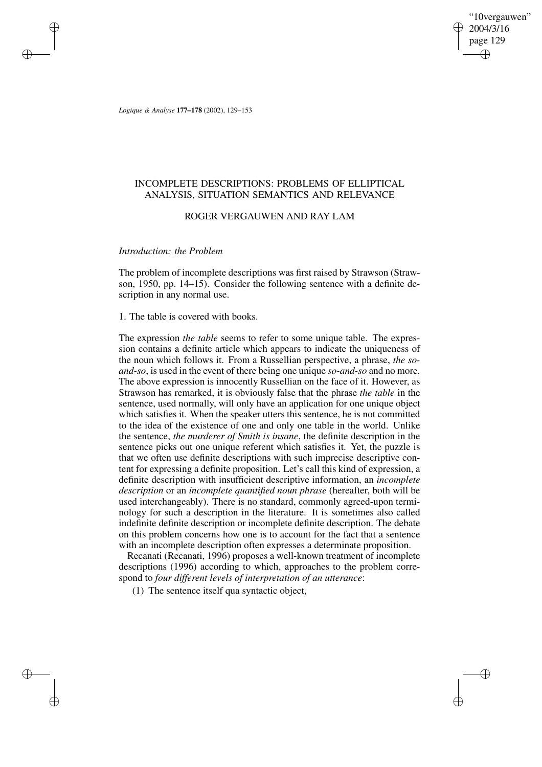# INCOMPLETE DESCRIPTIONS: PROBLEMS OF ELLIPTICAL ANALYSIS, SITUATION SEMANTICS AND RELEVANCE

ROGER VERGAUWEN AND RAY LAM

### *Introduction: the Problem*

The problem of incomplete descriptions was first raised by Strawson (Strawson, 1950, pp. 14–15). Consider the following sentence with a definite description in any normal use.

1. The table is covered with books.

The expression *the table* seems to refer to some unique table. The expression contains a definite article which appears to indicate the uniqueness of the noun which follows it. From a Russellian perspective, a phrase, *the so-and-so*, is used in the event of there being one unique *so-and-so* and no more. The above expression is innocently Russellian on the face of it. However, as Strawson has remarked, it is obviously false that the phrase *the table* in the sentence, used normally, will only have an application for one unique object which satisfies it. When the speaker utters this sentence, he is not committed to the idea of the existence of one and only one table in the world. Unlike the sentence, *the murderer of Smith is insane*, the definite description in the sentence picks out one unique referent which satisfies it. Yet, the puzzle is that we often use definite descriptions with such imprecise descriptive content for expressing a definite proposition. Let's call this kind of expression, a definite description with insufficient descriptive information, an *incomplete description* or an *incomplete quantified noun phrase* (hereafter, both will be used interchangeably). There is no standard, commonly agreed-upon terminology for such a description in the literature. It is sometimes also called indefinite definite description or incomplete definite description. The debate on this problem concerns how one is to account for the fact that a sentence with an incomplete description often expresses a determinate proposition.

Recanati (Recanati, 1996) proposes a well-known treatment of incomplete descriptions (1996) according to which, approaches to the problem correspond to *four different levels of interpretation of an utterance*:

(1) The sentence itself qua syntactic object,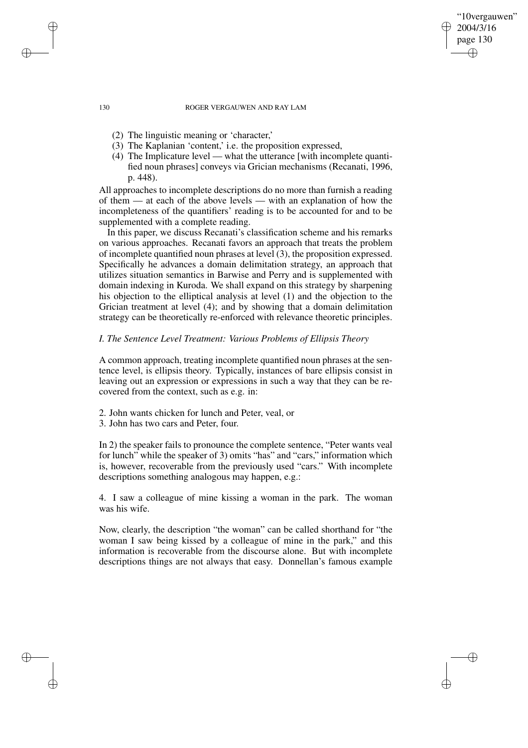(2) The linguistic meaning or 'character,'
(3) The Kaplanian 'content,' i.e. the proposition expressed,
(4) The Implicature level — what the utterance [with incomplete quantified noun phrases] conveys via Grician mechanisms (Recanati, 1996, p. 448).

All approaches to incomplete descriptions do no more than furnish a reading of them — at each of the above levels — with an explanation of how the incompleteness of the quantifiers' reading is to be accounted for and to be supplemented with a complete reading.

In this paper, we discuss Recanati's classification scheme and his remarks on various approaches. Recanati favors an approach that treats the problem of incomplete quantified noun phrases at level (3), the proposition expressed. Specifically he advances a domain delimitation strategy, an approach that utilizes situation semantics in Barwise and Perry and is supplemented with domain indexing in Kuroda. We shall expand on this strategy by sharpening his objection to the elliptical analysis at level (1) and the objection to the Grician treatment at level (4); and by showing that a domain delimitation strategy can be theoretically re-enforced with relevance theoretic principles.

### *I. The Sentence Level Treatment: Various Problems of Ellipsis Theory*

A common approach, treating incomplete quantified noun phrases at the sentence level, is ellipsis theory. Typically, instances of bare ellipsis consist in leaving out an expression or expressions in such a way that they can be recovered from the context, such as e.g. in:

2. John wants chicken for lunch and Peter, veal, or
3. John has two cars and Peter, four.

In 2) the speaker fails to pronounce the complete sentence, "Peter wants veal for lunch" while the speaker of 3) omits "has" and "cars," information which is, however, recoverable from the previously used "cars." With incomplete descriptions something analogous may happen, e.g.:

4. I saw a colleague of mine kissing a woman in the park. The woman was his wife.

Now, clearly, the description "the woman" can be called shorthand for "the woman I saw being kissed by a colleague of mine in the park," and this information is recoverable from the discourse alone. But with incomplete descriptions things are not always that easy. Donnellan's famous example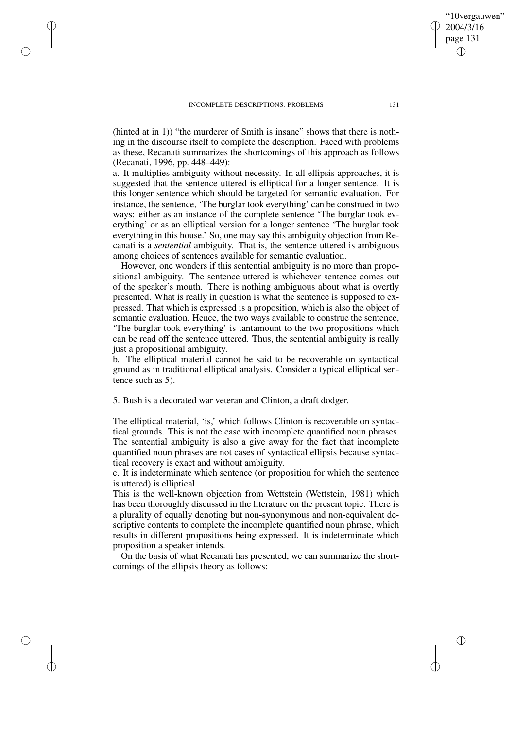(hinted at in 1)) "the murderer of Smith is insane" shows that there is nothing in the discourse itself to complete the description. Faced with problems as these, Recanati summarizes the shortcomings of this approach as follows (Recanati, 1996, pp. 448–449):

a. It multiplies ambiguity without necessity. In all ellipsis approaches, it is suggested that the sentence uttered is elliptical for a longer sentence. It is this longer sentence which should be targeted for semantic evaluation. For instance, the sentence, 'The burglar took everything' can be construed in two ways: either as an instance of the complete sentence 'The burglar took everything' or as an elliptical version for a longer sentence 'The burglar took everything in this house.' So, one may say this ambiguity objection from Recanati is a *sentential* ambiguity. That is, the sentence uttered is ambiguous among choices of sentences available for semantic evaluation.

However, one wonders if this sentential ambiguity is no more than propositional ambiguity. The sentence uttered is whichever sentence comes out of the speaker's mouth. There is nothing ambiguous about what is overtly presented. What is really in question is what the sentence is supposed to expressed. That which is expressed is a proposition, which is also the object of semantic evaluation. Hence, the two ways available to construe the sentence, 'The burglar took everything' is tantamount to the two propositions which can be read off the sentence uttered. Thus, the sentential ambiguity is really just a propositional ambiguity.

b. The elliptical material cannot be said to be recoverable on syntactical ground as in traditional elliptical analysis. Consider a typical elliptical sentence such as 5).

5. Bush is a decorated war veteran and Clinton, a draft dodger.

The elliptical material, 'is,' which follows Clinton is recoverable on syntactical grounds. This is not the case with incomplete quantified noun phrases. The sentential ambiguity is also a give away for the fact that incomplete quantified noun phrases are not cases of syntactical ellipsis because syntactical recovery is exact and without ambiguity.

c. It is indeterminate which sentence (or proposition for which the sentence is uttered) is elliptical.

This is the well-known objection from Wettstein (Wettstein, 1981) which has been thoroughly discussed in the literature on the present topic. There is a plurality of equally denoting but non-synonymous and non-equivalent descriptive contents to complete the incomplete quantified noun phrase, which results in different propositions being expressed. It is indeterminate which proposition a speaker intends.

On the basis of what Recanati has presented, we can summarize the shortcomings of the ellipsis theory as follows: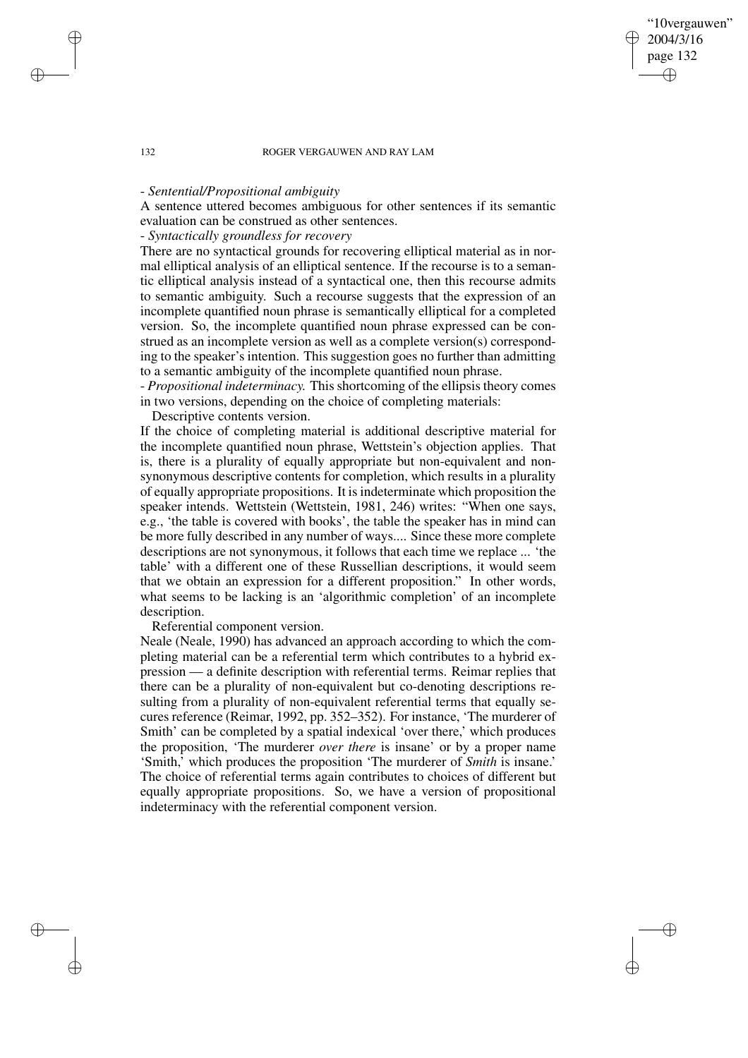- *Sentential/Propositional ambiguity*

A sentence uttered becomes ambiguous for other sentences if its semantic evaluation can be construed as other sentences.

- *Syntactically groundless for recovery*

There are no syntactical grounds for recovering elliptical material as in normal elliptical analysis of an elliptical sentence. If the recourse is to a semantic elliptical analysis instead of a syntactical one, then this recourse admits to semantic ambiguity. Such a recourse suggests that the expression of an incomplete quantified noun phrase is semantically elliptical for a completed version. So, the incomplete quantified noun phrase expressed can be construed as an incomplete version as well as a complete version(s) corresponding to the speaker's intention. This suggestion goes no further than admitting to a semantic ambiguity of the incomplete quantified noun phrase.

- *Propositional indeterminacy.* This shortcoming of the ellipsis theory comes in two versions, depending on the choice of completing materials:

Descriptive contents version.

If the choice of completing material is additional descriptive material for the incomplete quantified noun phrase, Wettstein's objection applies. That is, there is a plurality of equally appropriate but non-equivalent and non-synonymous descriptive contents for completion, which results in a plurality of equally appropriate propositions. It is indeterminate which proposition the speaker intends. Wettstein (Wettstein, 1981, 246) writes: "When one says, e.g., 'the table is covered with books', the table the speaker has in mind can be more fully described in any number of ways.... Since these more complete descriptions are not synonymous, it follows that each time we replace ... 'the table' with a different one of these Russellian descriptions, it would seem that we obtain an expression for a different proposition." In other words, what seems to be lacking is an 'algorithmic completion' of an incomplete description.

Referential component version.

Neale (Neale, 1990) has advanced an approach according to which the completing material can be a referential term which contributes to a hybrid expression — a definite description with referential terms. Reimar replies that there can be a plurality of non-equivalent but co-denoting descriptions resulting from a plurality of non-equivalent referential terms that equally secures reference (Reimar, 1992, pp. 352–352). For instance, 'The murderer of Smith' can be completed by a spatial indexical 'over there,' which produces the proposition, 'The murderer *over there* is insane' or by a proper name 'Smith,' which produces the proposition 'The murderer of *Smith* is insane.' The choice of referential terms again contributes to choices of different but equally appropriate propositions. So, we have a version of propositional indeterminacy with the referential component version.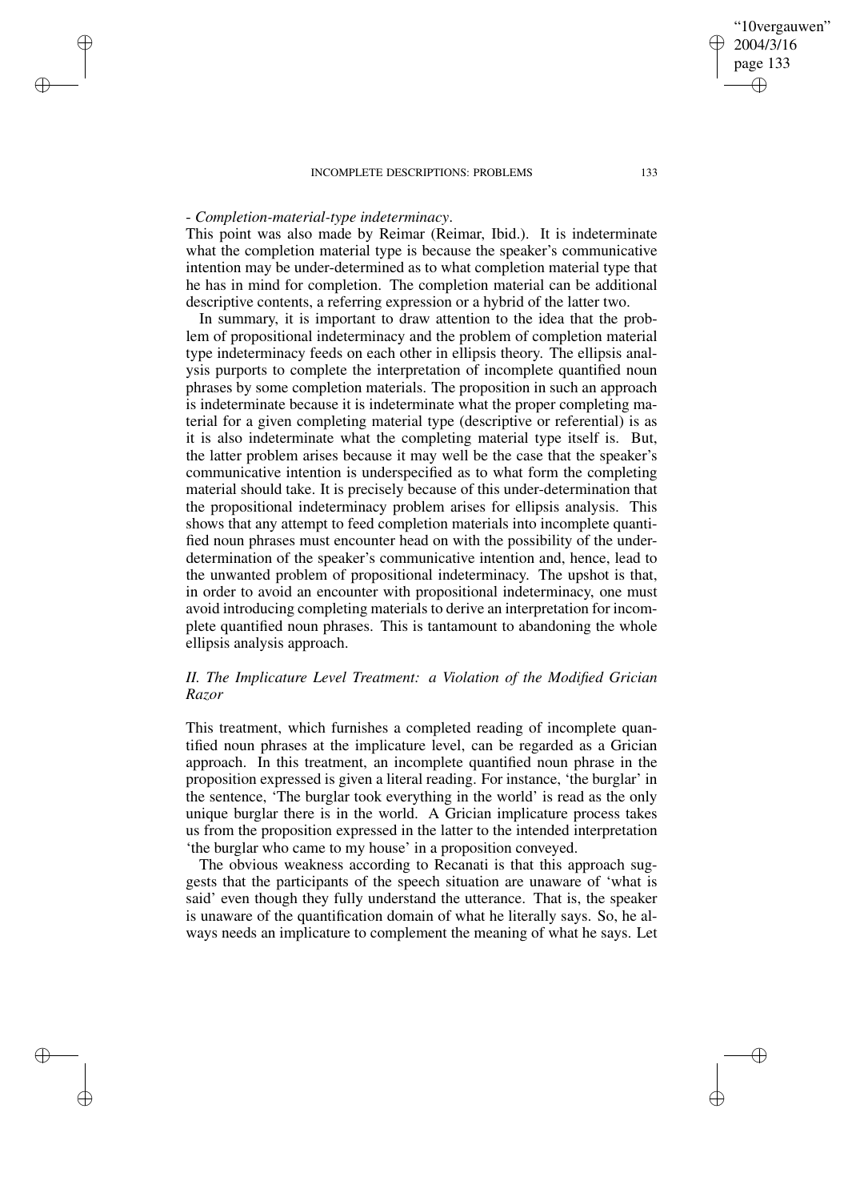- *Completion-material-type indeterminacy*.
This point was also made by Reimar (Reimar, Ibid.). It is indeterminate what the completion material type is because the speaker's communicative intention may be under-determined as to what completion material type that he has in mind for completion. The completion material can be additional descriptive contents, a referring expression or a hybrid of the latter two.

In summary, it is important to draw attention to the idea that the problem of propositional indeterminacy and the problem of completion material type indeterminacy feeds on each other in ellipsis theory. The ellipsis analysis purports to complete the interpretation of incomplete quantified noun phrases by some completion materials. The proposition in such an approach is indeterminate because it is indeterminate what the proper completing material for a given completing material type (descriptive or referential) is as it is also indeterminate what the completing material type itself is. But, the latter problem arises because it may well be the case that the speaker's communicative intention is underspecified as to what form the completing material should take. It is precisely because of this under-determination that the propositional indeterminacy problem arises for ellipsis analysis. This shows that any attempt to feed completion materials into incomplete quantified noun phrases must encounter head on with the possibility of the under-determination of the speaker's communicative intention and, hence, lead to the unwanted problem of propositional indeterminacy. The upshot is that, in order to avoid an encounter with propositional indeterminacy, one must avoid introducing completing materials to derive an interpretation for incomplete quantified noun phrases. This is tantamount to abandoning the whole ellipsis analysis approach.

## *II. The Implicature Level Treatment: a Violation of the Modified Grician Razor*

This treatment, which furnishes a completed reading of incomplete quantified noun phrases at the implicature level, can be regarded as a Grician approach. In this treatment, an incomplete quantified noun phrase in the proposition expressed is given a literal reading. For instance, 'the burglar' in the sentence, 'The burglar took everything in the world' is read as the only unique burglar there is in the world. A Grician implicature process takes us from the proposition expressed in the latter to the intended interpretation 'the burglar who came to my house' in a proposition conveyed.

The obvious weakness according to Recanati is that this approach suggests that the participants of the speech situation are unaware of 'what is said' even though they fully understand the utterance. That is, the speaker is unaware of the quantification domain of what he literally says. So, he always needs an implicature to complement the meaning of what he says. Let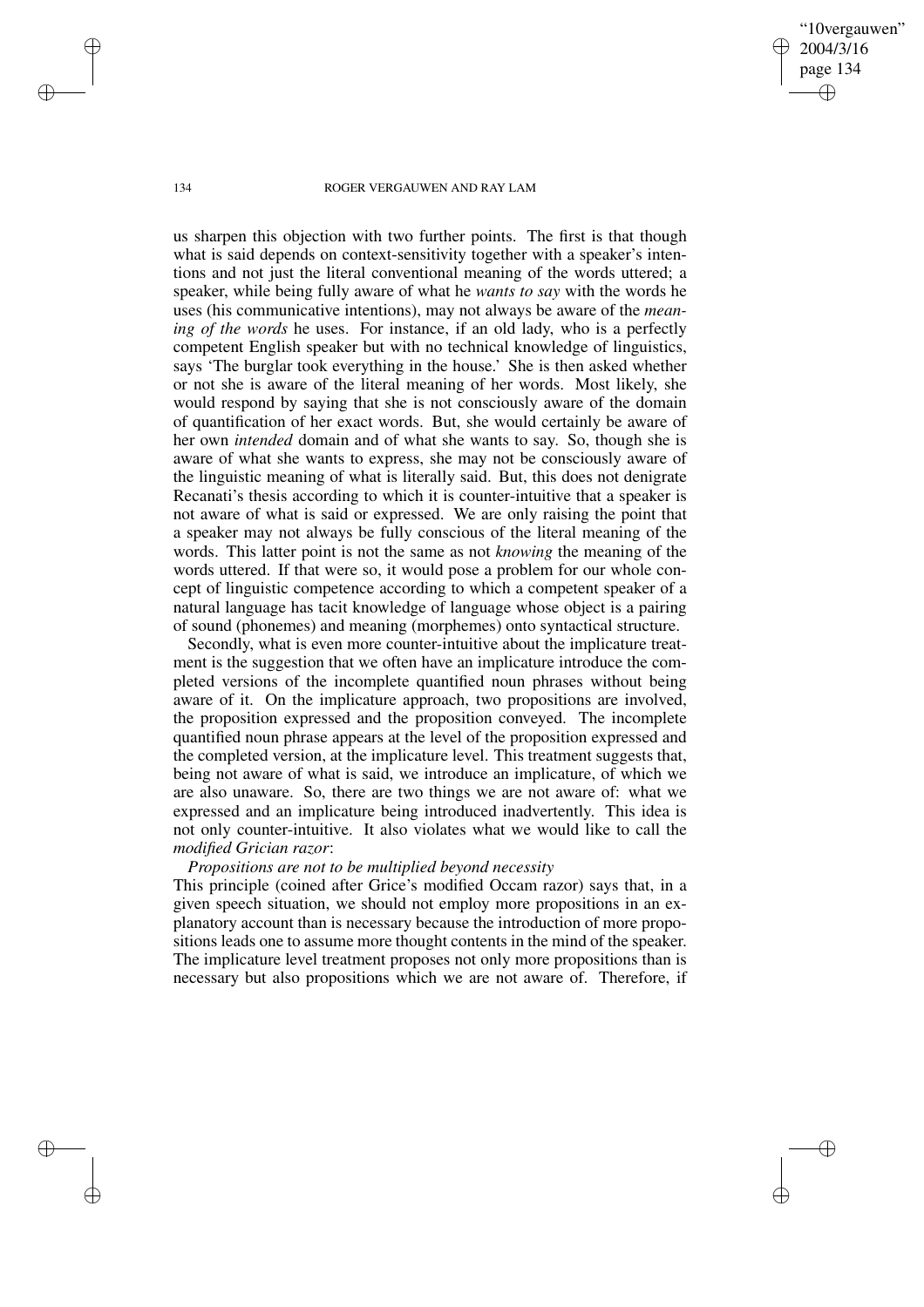us sharpen this objection with two further points. The first is that though what is said depends on context-sensitivity together with a speaker's intentions and not just the literal conventional meaning of the words uttered; a speaker, while being fully aware of what he *wants to say* with the words he uses (his communicative intentions), may not always be aware of the *meaning of the words* he uses. For instance, if an old lady, who is a perfectly competent English speaker but with no technical knowledge of linguistics, says 'The burglar took everything in the house.' She is then asked whether or not she is aware of the literal meaning of her words. Most likely, she would respond by saying that she is not consciously aware of the domain of quantification of her exact words. But, she would certainly be aware of her own *intended* domain and of what she wants to say. So, though she is aware of what she wants to express, she may not be consciously aware of the linguistic meaning of what is literally said. But, this does not denigrate Recanati's thesis according to which it is counter-intuitive that a speaker is not aware of what is said or expressed. We are only raising the point that a speaker may not always be fully conscious of the literal meaning of the words. This latter point is not the same as not *knowing* the meaning of the words uttered. If that were so, it would pose a problem for our whole concept of linguistic competence according to which a competent speaker of a natural language has tacit knowledge of language whose object is a pairing of sound (phonemes) and meaning (morphemes) onto syntactical structure.

Secondly, what is even more counter-intuitive about the implicature treatment is the suggestion that we often have an implicature introduce the completed versions of the incomplete quantified noun phrases without being aware of it. On the implicature approach, two propositions are involved, the proposition expressed and the proposition conveyed. The incomplete quantified noun phrase appears at the level of the proposition expressed and the completed version, at the implicature level. This treatment suggests that, being not aware of what is said, we introduce an implicature, of which we are also unaware. So, there are two things we are not aware of: what we expressed and an implicature being introduced inadvertently. This idea is not only counter-intuitive. It also violates what we would like to call the *modified Grician razor*:

*Propositions are not to be multiplied beyond necessity*

This principle (coined after Grice's modified Occam razor) says that, in a given speech situation, we should not employ more propositions in an explanatory account than is necessary because the introduction of more propositions leads one to assume more thought contents in the mind of the speaker. The implicature level treatment proposes not only more propositions than is necessary but also propositions which we are not aware of. Therefore, if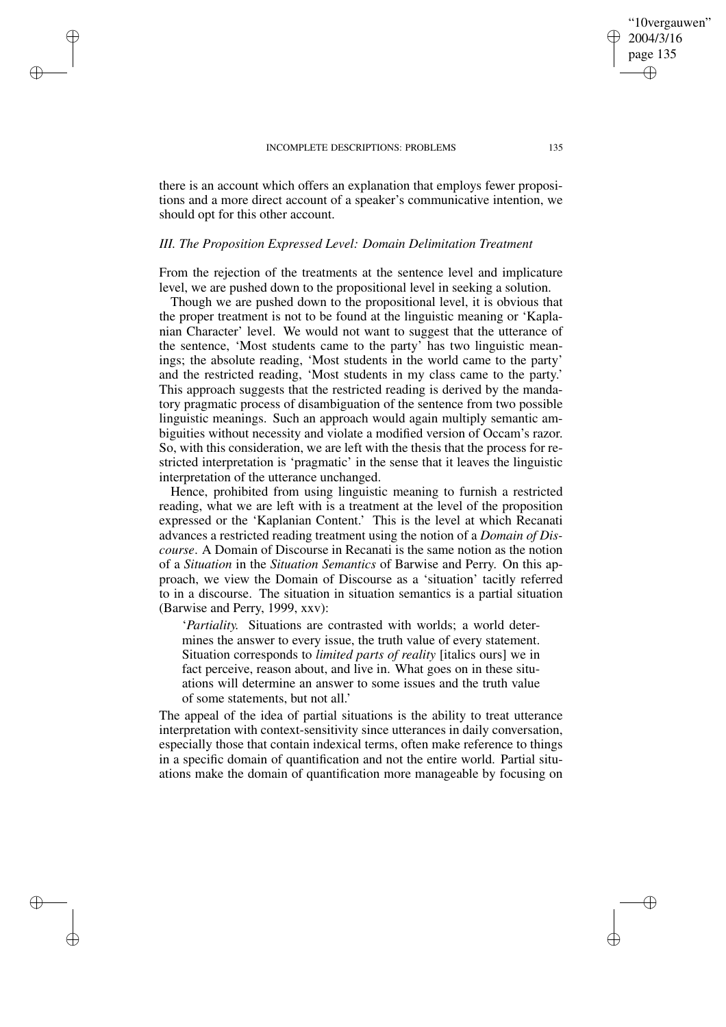there is an account which offers an explanation that employs fewer propositions and a more direct account of a speaker's communicative intention, we should opt for this other account.

### *III. The Proposition Expressed Level: Domain Delimitation Treatment*

From the rejection of the treatments at the sentence level and implicature level, we are pushed down to the propositional level in seeking a solution.

Though we are pushed down to the propositional level, it is obvious that the proper treatment is not to be found at the linguistic meaning or 'Kaplanian Character' level. We would not want to suggest that the utterance of the sentence, 'Most students came to the party' has two linguistic meanings; the absolute reading, 'Most students in the world came to the party' and the restricted reading, 'Most students in my class came to the party.' This approach suggests that the restricted reading is derived by the mandatory pragmatic process of disambiguation of the sentence from two possible linguistic meanings. Such an approach would again multiply semantic ambiguities without necessity and violate a modified version of Occam's razor. So, with this consideration, we are left with the thesis that the process for restricted interpretation is 'pragmatic' in the sense that it leaves the linguistic interpretation of the utterance unchanged.

Hence, prohibited from using linguistic meaning to furnish a restricted reading, what we are left with is a treatment at the level of the proposition expressed or the 'Kaplanian Content.' This is the level at which Recanati advances a restricted reading treatment using the notion of a *Domain of Discourse*. A Domain of Discourse in Recanati is the same notion as the notion of a *Situation* in the *Situation Semantics* of Barwise and Perry. On this approach, we view the Domain of Discourse as a 'situation' tacitly referred to in a discourse. The situation in situation semantics is a partial situation (Barwise and Perry, 1999, xxv):

> '*Partiality.* Situations are contrasted with worlds; a world determines the answer to every issue, the truth value of every statement. Situation corresponds to *limited parts of reality* [italics ours] we in fact perceive, reason about, and live in. What goes on in these situations will determine an answer to some issues and the truth value of some statements, but not all.'

The appeal of the idea of partial situations is the ability to treat utterance interpretation with context-sensitivity since utterances in daily conversation, especially those that contain indexical terms, often make reference to things in a specific domain of quantification and not the entire world. Partial situations make the domain of quantification more manageable by focusing on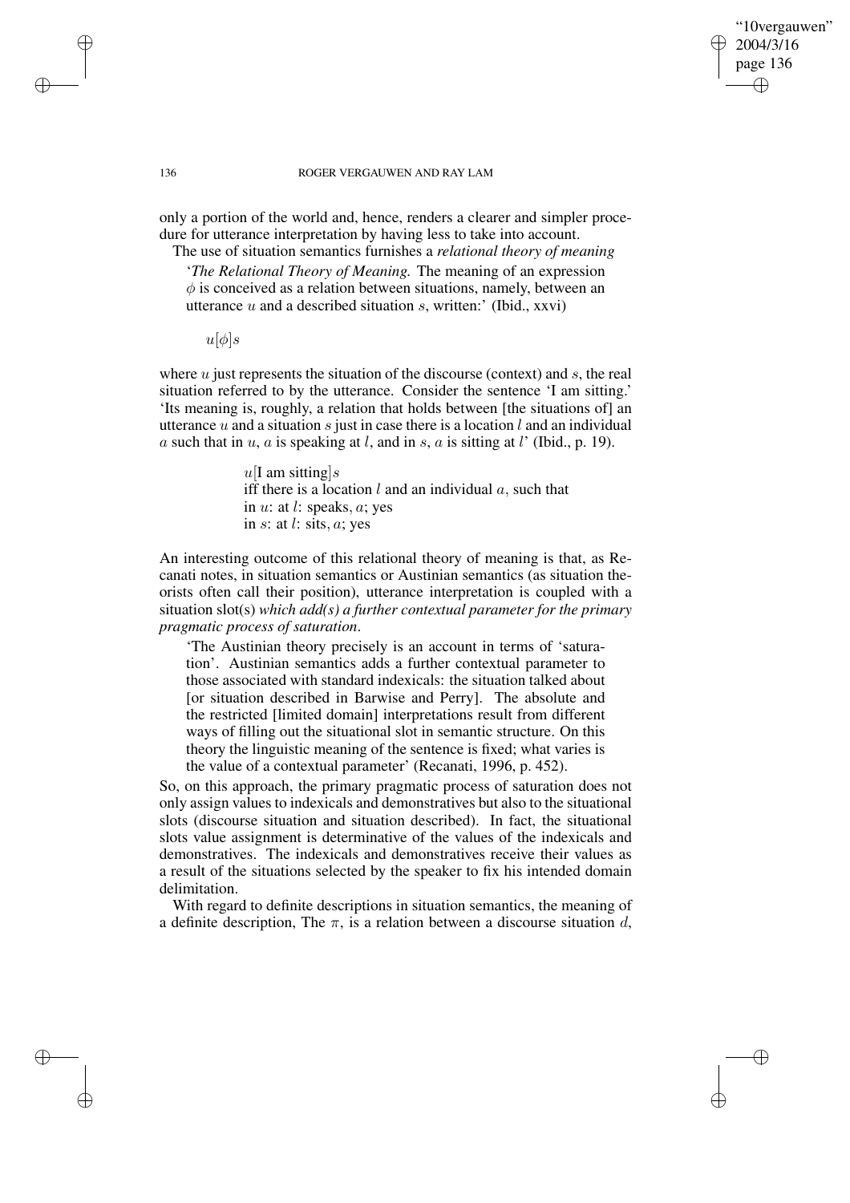only a portion of the world and, hence, renders a clearer and simpler procedure for utterance interpretation by having less to take into account.

The use of situation semantics furnishes a *relational theory of meaning*

> '*The Relational Theory of Meaning.* The meaning of an expression $\phi$ is conceived as a relation between situations, namely, between an utterance $u$ and a described situation $s$, written:' (Ibid., xxvi)
>
> $u[\phi]s$

where $u$ just represents the situation of the discourse (context) and $s$, the real situation referred to by the utterance. Consider the sentence 'I am sitting.' 'Its meaning is, roughly, a relation that holds between [the situations of] an utterance $u$ and a situation $s$ just in case there is a location $l$ and an individual $a$ such that in $u$, $a$ is speaking at $l$, and in $s$, $a$ is sitting at $l$' (Ibid., p. 19).

> $u$[I am sitting]$s$
> iff there is a location $l$ and an individual $a$, such that
> in $u$: at $l$: speaks, $a$; yes
> in $s$: at $l$: sits, $a$; yes

An interesting outcome of this relational theory of meaning is that, as Recanati notes, in situation semantics or Austinian semantics (as situation theorists often call their position), utterance interpretation is coupled with a situation slot(s) *which add(s) a further contextual parameter for the primary pragmatic process of saturation*.

> 'The Austinian theory precisely is an account in terms of 'saturation'. Austinian semantics adds a further contextual parameter to those associated with standard indexicals: the situation talked about [or situation described in Barwise and Perry]. The absolute and the restricted [limited domain] interpretations result from different ways of filling out the situational slot in semantic structure. On this theory the linguistic meaning of the sentence is fixed; what varies is the value of a contextual parameter' (Recanati, 1996, p. 452).

So, on this approach, the primary pragmatic process of saturation does not only assign values to indexicals and demonstratives but also to the situational slots (discourse situation and situation described). In fact, the situational slots value assignment is determinative of the values of the indexicals and demonstratives. The indexicals and demonstratives receive their values as a result of the situations selected by the speaker to fix his intended domain delimitation.

With regard to definite descriptions in situation semantics, the meaning of a definite description, The $\pi$, is a relation between a discourse situation $d$,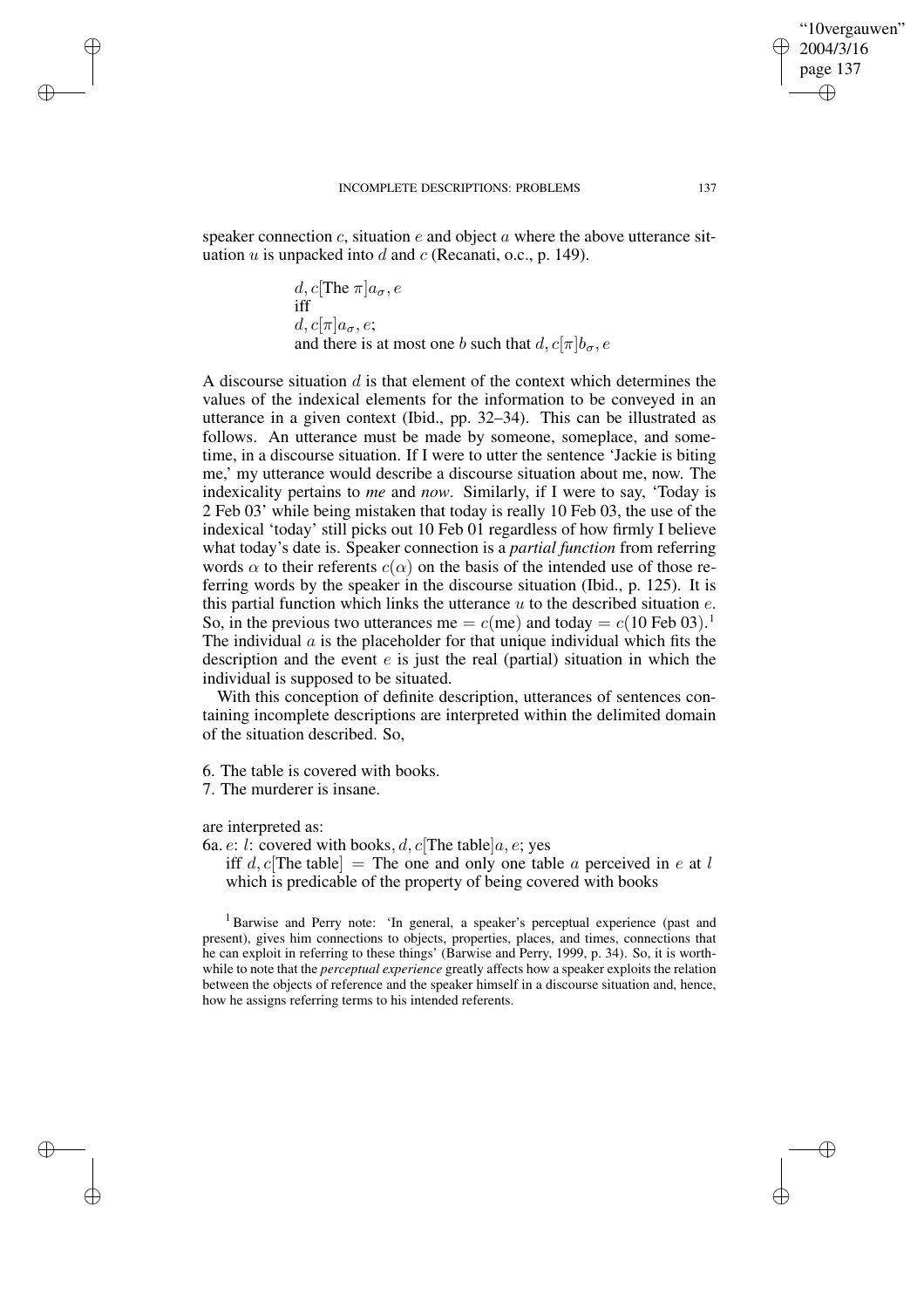speaker connection $c$, situation $e$ and object $a$ where the above utterance situation $u$ is unpacked into $d$ and $c$ (Recanati, o.c., p. 149).

$$d, c[\text{The } \pi]a_\sigma, e$$
iff
$$d, c[\pi]a_\sigma, e;$$
and there is at most one $b$ such that $d, c[\pi]b_\sigma, e$

A discourse situation $d$ is that element of the context which determines the values of the indexical elements for the information to be conveyed in an utterance in a given context (Ibid., pp. 32–34). This can be illustrated as follows. An utterance must be made by someone, someplace, and sometime, in a discourse situation. If I were to utter the sentence 'Jackie is biting me,' my utterance would describe a discourse situation about me, now. The indexicality pertains to *me* and *now*. Similarly, if I were to say, 'Today is 2 Feb 03' while being mistaken that today is really 10 Feb 03, the use of the indexical 'today' still picks out 10 Feb 01 regardless of how firmly I believe what today's date is. Speaker connection is a *partial function* from referring words $\alpha$ to their referents $c(\alpha)$ on the basis of the intended use of those referring words by the speaker in the discourse situation (Ibid., p. 125). It is this partial function which links the utterance $u$ to the described situation $e$. So, in the previous two utterances me $= c(\text{me})$ and today $= c(10 \text{ Feb } 03)$.[1] The individual $a$ is the placeholder for that unique individual which fits the description and the event $e$ is just the real (partial) situation in which the individual is supposed to be situated.

With this conception of definite description, utterances of sentences containing incomplete descriptions are interpreted within the delimited domain of the situation described. So,

6. The table is covered with books.
7. The murderer is insane.

are interpreted as:

6a. $e$: $l$: covered with books, $d, c[\text{The table}]a, e$; yes
iff $d, c[\text{The table}] =$ The one and only one table $a$ perceived in $e$ at $l$ which is predicable of the property of being covered with books

[1] Barwise and Perry note: 'In general, a speaker's perceptual experience (past and present), gives him connections to objects, properties, places, and times, connections that he can exploit in referring to these things' (Barwise and Perry, 1999, p. 34). So, it is worthwhile to note that the *perceptual experience* greatly affects how a speaker exploits the relation between the objects of reference and the speaker himself in a discourse situation and, hence, how he assigns referring terms to his intended referents.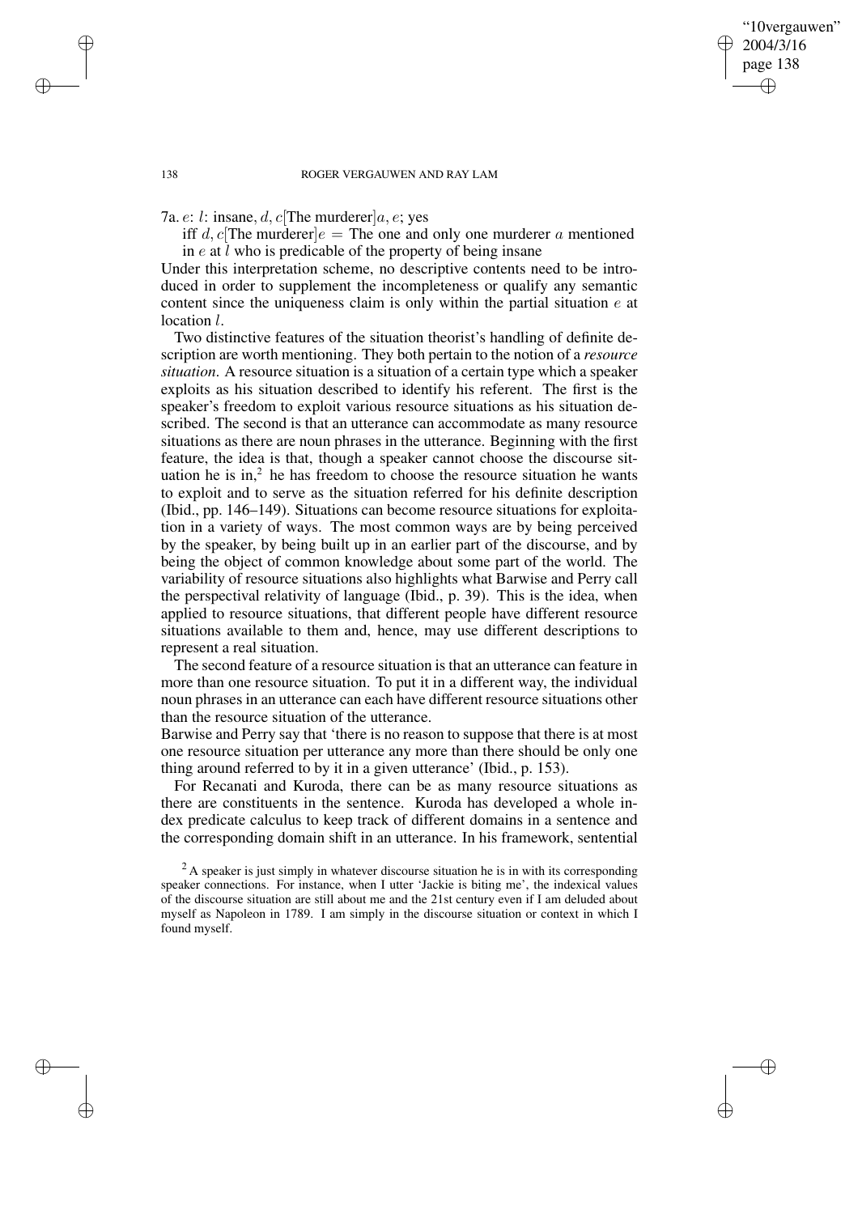7a. $e$: $l$: insane, $d, c$[The murderer]$a, e$; yes

iff $d, c$[The murderer]$e$ = The one and only one murderer $a$ mentioned in $e$ at $l$ who is predicable of the property of being insane

Under this interpretation scheme, no descriptive contents need to be introduced in order to supplement the incompleteness or qualify any semantic content since the uniqueness claim is only within the partial situation $e$ at location $l$.

Two distinctive features of the situation theorist's handling of definite description are worth mentioning. They both pertain to the notion of a *resource situation*. A resource situation is a situation of a certain type which a speaker exploits as his situation described to identify his referent. The first is the speaker's freedom to exploit various resource situations as his situation described. The second is that an utterance can accommodate as many resource situations as there are noun phrases in the utterance. Beginning with the first feature, the idea is that, though a speaker cannot choose the discourse situation he is in,[2] he has freedom to choose the resource situation he wants to exploit and to serve as the situation referred for his definite description (Ibid., pp. 146–149). Situations can become resource situations for exploitation in a variety of ways. The most common ways are by being perceived by the speaker, by being built up in an earlier part of the discourse, and by being the object of common knowledge about some part of the world. The variability of resource situations also highlights what Barwise and Perry call the perspectival relativity of language (Ibid., p. 39). This is the idea, when applied to resource situations, that different people have different resource situations available to them and, hence, may use different descriptions to represent a real situation.

The second feature of a resource situation is that an utterance can feature in more than one resource situation. To put it in a different way, the individual noun phrases in an utterance can each have different resource situations other than the resource situation of the utterance.

Barwise and Perry say that 'there is no reason to suppose that there is at most one resource situation per utterance any more than there should be only one thing around referred to by it in a given utterance' (Ibid., p. 153).

For Recanati and Kuroda, there can be as many resource situations as there are constituents in the sentence. Kuroda has developed a whole index predicate calculus to keep track of different domains in a sentence and the corresponding domain shift in an utterance. In his framework, sentential

[2] A speaker is just simply in whatever discourse situation he is in with its corresponding speaker connections. For instance, when I utter 'Jackie is biting me', the indexical values of the discourse situation are still about me and the 21st century even if I am deluded about myself as Napoleon in 1789. I am simply in the discourse situation or context in which I found myself.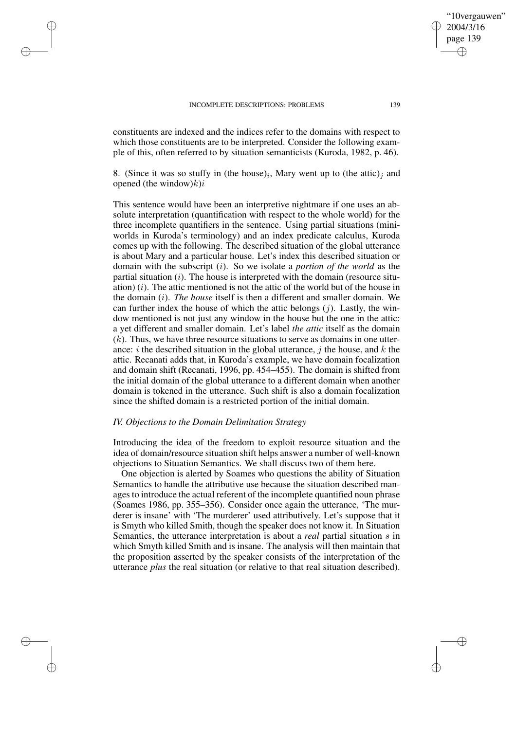constituents are indexed and the indices refer to the domains with respect to which those constituents are to be interpreted. Consider the following example of this, often referred to by situation semanticists (Kuroda, 1982, p. 46).

8. (Since it was so stuffy in (the house)$_i$, Mary went up to (the attic)$_j$ and opened (the window)$k$)$i$

This sentence would have been an interpretive nightmare if one uses an absolute interpretation (quantification with respect to the whole world) for the three incomplete quantifiers in the sentence. Using partial situations (mini-worlds in Kuroda's terminology) and an index predicate calculus, Kuroda comes up with the following. The described situation of the global utterance is about Mary and a particular house. Let's index this described situation or domain with the subscript ($i$). So we isolate a *portion of the world* as the partial situation ($i$). The house is interpreted with the domain (resource situation) ($i$). The attic mentioned is not the attic of the world but of the house in the domain ($i$). *The house* itself is then a different and smaller domain. We can further index the house of which the attic belongs ($j$). Lastly, the window mentioned is not just any window in the house but the one in the attic: a yet different and smaller domain. Let's label *the attic* itself as the domain ($k$). Thus, we have three resource situations to serve as domains in one utterance: $i$ the described situation in the global utterance, $j$ the house, and $k$ the attic. Recanati adds that, in Kuroda's example, we have domain focalization and domain shift (Recanati, 1996, pp. 454–455). The domain is shifted from the initial domain of the global utterance to a different domain when another domain is tokened in the utterance. Such shift is also a domain focalization since the shifted domain is a restricted portion of the initial domain.

### *IV. Objections to the Domain Delimitation Strategy*

Introducing the idea of the freedom to exploit resource situation and the idea of domain/resource situation shift helps answer a number of well-known objections to Situation Semantics. We shall discuss two of them here.

One objection is alerted by Soames who questions the ability of Situation Semantics to handle the attributive use because the situation described manages to introduce the actual referent of the incomplete quantified noun phrase (Soames 1986, pp. 355–356). Consider once again the utterance, 'The murderer is insane' with 'The murderer' used attributively. Let's suppose that it is Smyth who killed Smith, though the speaker does not know it. In Situation Semantics, the utterance interpretation is about a *real* partial situation $s$ in which Smyth killed Smith and is insane. The analysis will then maintain that the proposition asserted by the speaker consists of the interpretation of the utterance *plus* the real situation (or relative to that real situation described).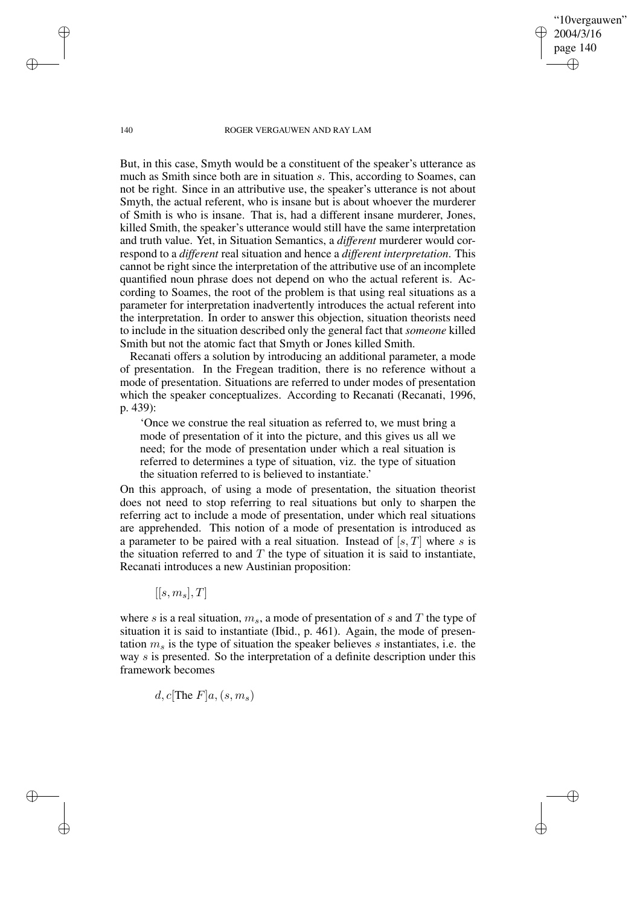But, in this case, Smyth would be a constituent of the speaker's utterance as much as Smith since both are in situation $s$. This, according to Soames, can not be right. Since in an attributive use, the speaker's utterance is not about Smyth, the actual referent, who is insane but is about whoever the murderer of Smith is who is insane. That is, had a different insane murderer, Jones, killed Smith, the speaker's utterance would still have the same interpretation and truth value. Yet, in Situation Semantics, a *different* murderer would correspond to a *different* real situation and hence a *different interpretation*. This cannot be right since the interpretation of the attributive use of an incomplete quantified noun phrase does not depend on who the actual referent is. According to Soames, the root of the problem is that using real situations as a parameter for interpretation inadvertently introduces the actual referent into the interpretation. In order to answer this objection, situation theorists need to include in the situation described only the general fact that *someone* killed Smith but not the atomic fact that Smyth or Jones killed Smith.

Recanati offers a solution by introducing an additional parameter, a mode of presentation. In the Fregean tradition, there is no reference without a mode of presentation. Situations are referred to under modes of presentation which the speaker conceptualizes. According to Recanati (Recanati, 1996, p. 439):

> 'Once we construe the real situation as referred to, we must bring a mode of presentation of it into the picture, and this gives us all we need; for the mode of presentation under which a real situation is referred to determines a type of situation, viz. the type of situation the situation referred to is believed to instantiate.'

On this approach, of using a mode of presentation, the situation theorist does not need to stop referring to real situations but only to sharpen the referring act to include a mode of presentation, under which real situations are apprehended. This notion of mode of presentation is introduced as a parameter to be paired with a real situation. Instead of $[s, T]$ where $s$ is the situation referred to and $T$ the type of situation it is said to instantiate, Recanati introduces a new Austinian proposition:

$$[[s, m_s], T]$$

where $s$ is a real situation, $m_s$, a mode of presentation of $s$ and $T$ the type of situation it is said to instantiate (Ibid., p. 461). Again, the mode of presentation $m_s$ is the type of situation the speaker believes $s$ instantiates, i.e. the way $s$ is presented. So the interpretation of a definite description under this framework becomes

$$d, c[\text{The } F]a, (s, m_s)$$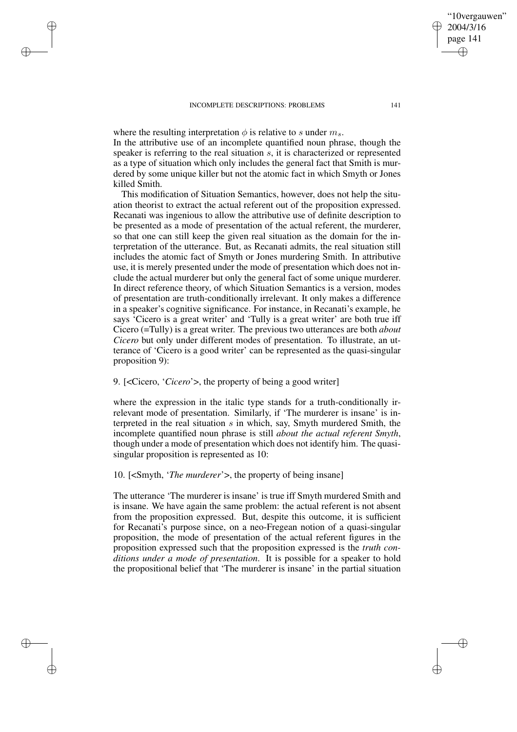where the resulting interpretation $\phi$ is relative to $s$ under $m_s$.

In the attributive use of an incomplete quantified noun phrase, though the speaker is referring to the real situation $s$, it is characterized or represented as a type of situation which only includes the general fact that Smith is murdered by some unique killer but not the atomic fact in which Smyth or Jones killed Smith.

This modification of Situation Semantics, however, does not help the situation theorist to extract the actual referent out of the proposition expressed. Recanati was ingenious to allow the attributive use of definite description to be presented as a mode of presentation of the actual referent, the murderer, so that one can still keep the given real situation as the domain for the interpretation of the utterance. But, as Recanati admits, the real situation still includes the atomic fact of Smyth or Jones murdering Smith. In attributive use, it is merely presented under the mode of presentation which does not include the actual murderer but only the general fact of some unique murderer. In direct reference theory, of which Situation Semantics is a version, modes of presentation are truth-conditionally irrelevant. It only makes a difference in a speaker's cognitive significance. For instance, in Recanati's example, he says 'Cicero is a great writer' and 'Tully is a great writer' are both true iff Cicero (=Tully) is a great writer. The previous two utterances are both *about Cicero* but only under different modes of presentation. To illustrate, an utterance of 'Cicero is a good writer' can be represented as the quasi-singular proposition 9):

9. [<Cicero, '*Cicero*'>, the property of being a good writer]

where the expression in the italic type stands for a truth-conditionally irrelevant mode of presentation. Similarly, if 'The murderer is insane' is interpreted in the real situation $s$ in which, say, Smyth murdered Smith, the incomplete quantified noun phrase is still *about the actual referent Smyth*, though under a mode of presentation which does not identify him. The quasi-singular proposition is represented as 10:

10. [<Smyth, '*The murderer*'>, the property of being insane]

The utterance 'The murderer is insane' is true iff Smyth murdered Smith and is insane. We have again the same problem: the actual referent is not absent from the proposition expressed. But, despite this outcome, it is sufficient for Recanati's purpose since, on a neo-Fregean notion of a quasi-singular proposition, the mode of presentation of the actual referent figures in the proposition expressed such that the proposition expressed is the *truth conditions under a mode of presentation*. It is possible for a speaker to hold the propositional belief that 'The murderer is insane' in the partial situation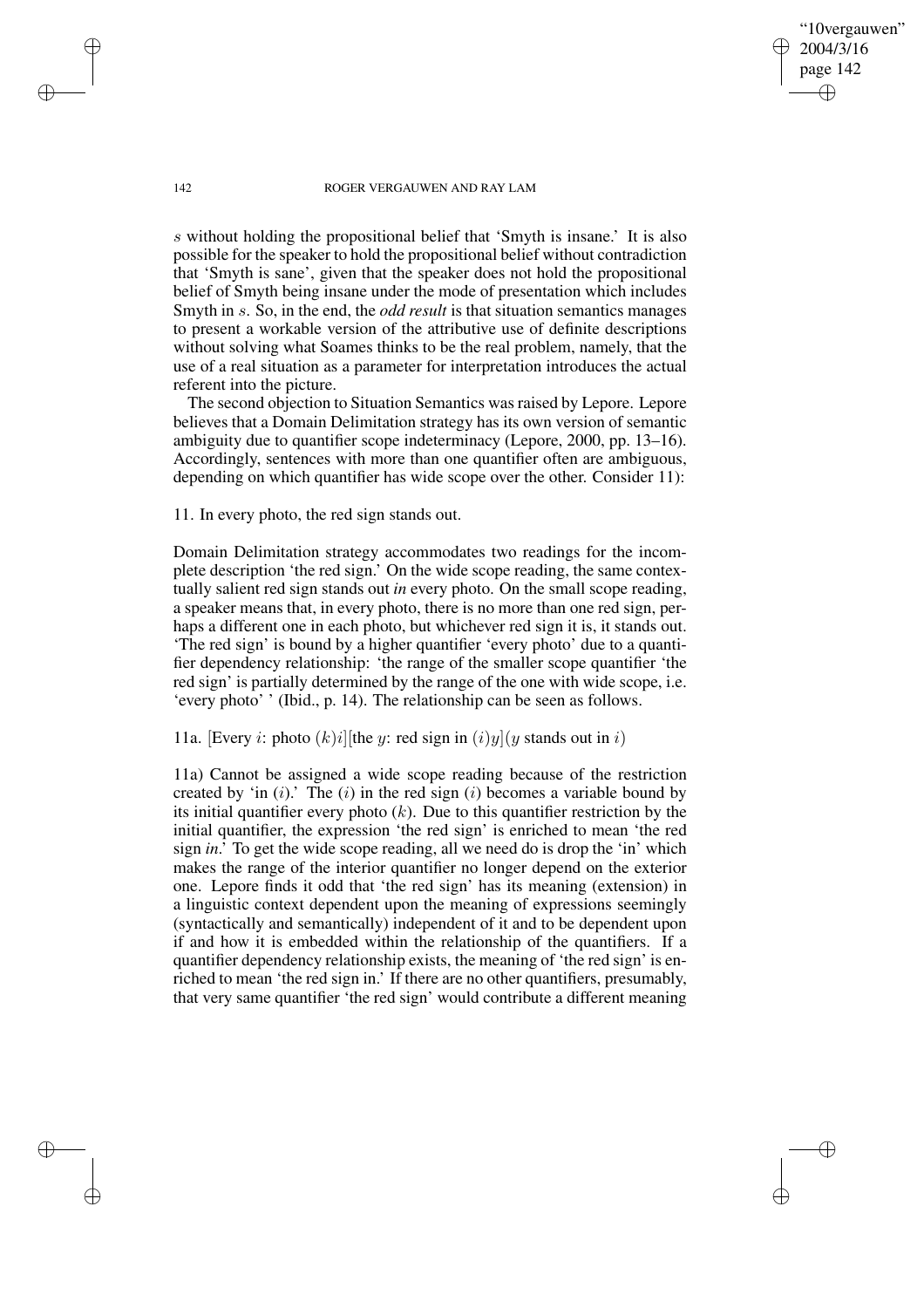$s$ without holding the propositional belief that 'Smyth is insane.' It is also possible for the speaker to hold the propositional belief without contradiction that 'Smyth is sane', given that the speaker does not hold the propositional belief of Smyth being insane under the mode of presentation which includes Smyth in $s$. So, in the end, the *odd result* is that situation semantics manages to present a workable version of the attributive use of definite descriptions without solving what Soames thinks to be the real problem, namely, that the use of a real situation as a parameter for interpretation introduces the actual referent into the picture.

The second objection to Situation Semantics was raised by Lepore. Lepore believes that a Domain Delimitation strategy has its own version of semantic ambiguity due to quantifier scope indeterminacy (Lepore, 2000, pp. 13–16). Accordingly, sentences with more than one quantifier often are ambiguous, depending on which quantifier has wide scope over the other. Consider 11):

11. In every photo, the red sign stands out.

Domain Delimitation strategy accommodates two readings for the incomplete description 'the red sign.' On the wide scope reading, the same contextually salient red sign stands out *in* every photo. On the small scope reading, a speaker means that, in every photo, there is no more than one red sign, perhaps a different one in each photo, but whichever red sign it is, it stands out. 'The red sign' is bound by a higher quantifier 'every photo' due to a quantifier dependency relationship: 'the range of the smaller scope quantifier 'the red sign' is partially determined by the range of the one with wide scope, i.e. 'every photo' ' (Ibid., p. 14). The relationship can be seen as follows.

11a. [Every $i$: photo $(k)i$][the $y$: red sign in $(i)y$]($y$ stands out in $i$)

11a) Cannot be assigned a wide scope reading because of the restriction created by 'in $(i)$.' The $(i)$ in the red sign $(i)$ becomes a variable bound by its initial quantifier every photo $(k)$. Due to this quantifier restriction by the initial quantifier, the expression 'the red sign' is enriched to mean 'the red sign *in*.' To get the wide scope reading, all we need do is drop the 'in' which makes the range of the interior quantifier no longer depend on the exterior one. Lepore finds it odd that 'the red sign' has its meaning (extension) in a linguistic context dependent upon the meaning of expressions seemingly (syntactically and semantically) independent of it and to be dependent upon if and how it is embedded within the relationship of the quantifiers. If a quantifier dependency relationship exists, the meaning of 'the red sign' is enriched to mean 'the red sign in.' If there are no other quantifiers, presumably, that very same quantifier 'the red sign' would contribute a different meaning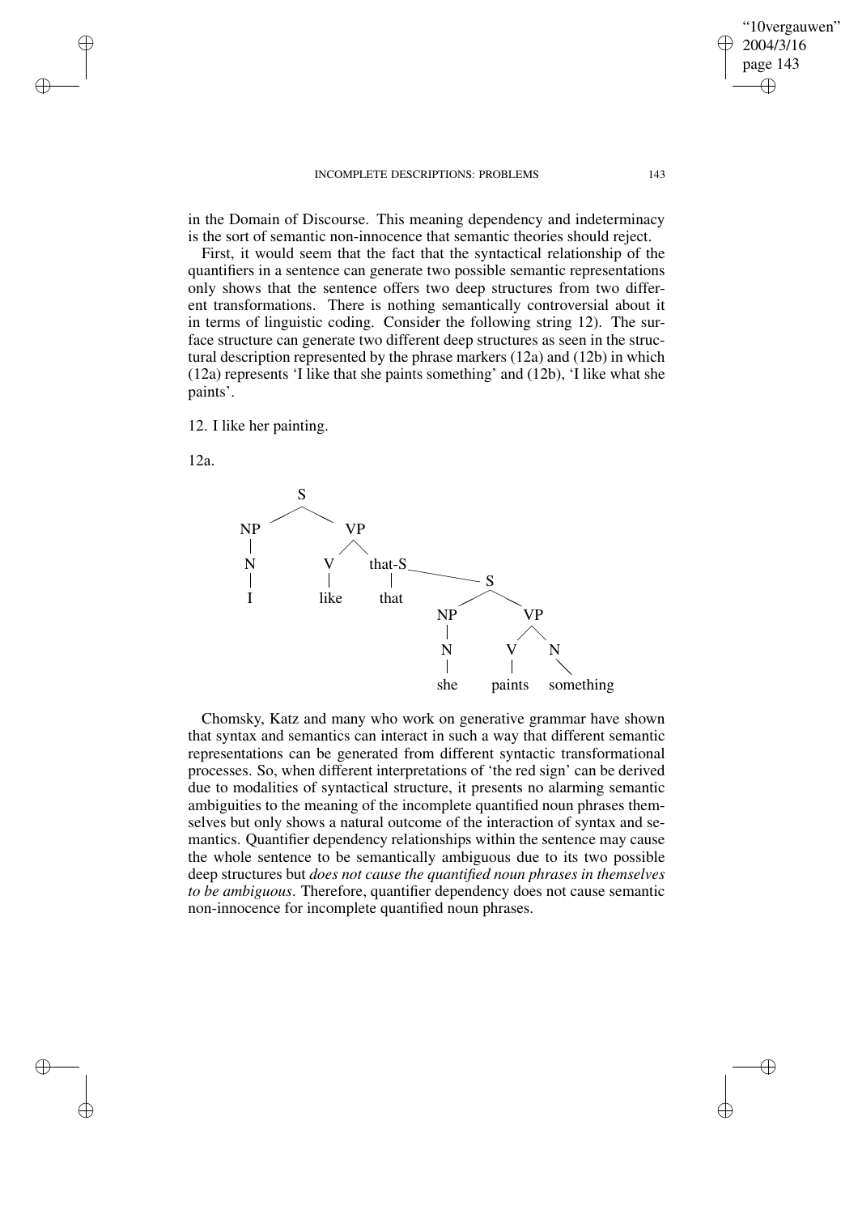in the Domain of Discourse. This meaning dependency and indeterminacy is the sort of semantic non-innocence that semantic theories should reject.

First, it would seem that the fact that the syntactical relationship of the quantifiers in a sentence can generate two possible semantic representations only shows that the sentence offers two deep structures from two different transformations. There is nothing semantically controversial about it in terms of linguistic coding. Consider the following string 12). The surface structure can generate two different deep structures as seen in the structural description represented by the phrase markers (12a) and (12b) in which (12a) represents 'I like that she paints something' and (12b), 'I like what she paints'.

12. I like her painting.

12a.

```
S
├── NP
│   └── N
│       └── I
└── VP
    ├── V
    │   └── like
    └── that-S
        ├── that
        └── S
            ├── NP
            │   └── N
            │       └── she
            └── VP
                ├── V
                │   └── paints
                └── N
                    └── something
```

Chomsky, Katz and many who work on generative grammar have shown that syntax and semantics can interact in such a way that different semantic representations can be generated from different syntactic transformational processes. So, when different interpretations of 'the red sign' can be derived due to modalities of syntactical structure, it presents no alarming semantic ambiguities to the meaning of the incomplete quantified noun phrases themselves but only shows a natural outcome of the interaction of syntax and semantics. Quantifier dependency relationships within the sentence may cause the whole sentence to be semantically ambiguous due to its two possible deep structures but *does not cause the quantified noun phrases in themselves to be ambiguous*. Therefore, quantifier dependency does not cause semantic non-innocence for incomplete quantified noun phrases.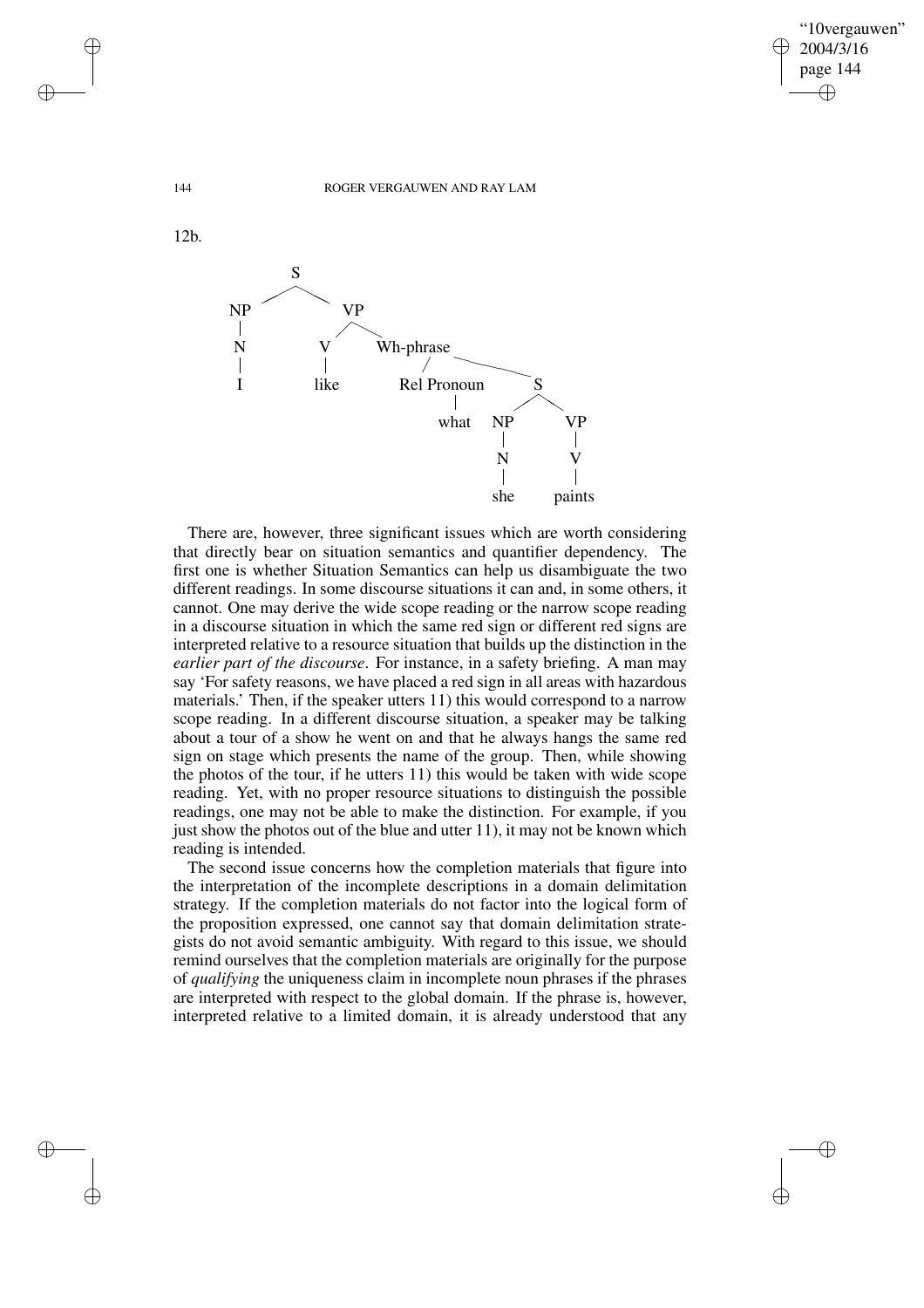12b.

```
                S
              /   \
            NP     VP
            |     /   \
            N    V     Wh-phrase
            |    |     /        \
            I   like  Rel Pronoun  S
                        |        /   \
                       what     NP    VP
                                |     |
                                N     V
                                |     |
                               she  paints
```

There are, however, three significant issues which are worth considering that directly bear on situation semantics and quantifier dependency. The first one is whether Situation Semantics can help us disambiguate the two different readings. In some discourse situations it can and, in some others, it cannot. One may derive the wide scope reading or the narrow scope reading in a discourse situation in which the same red sign or different red signs are interpreted relative to a resource situation that builds up the distinction in the *earlier part of the discourse*. For instance, in a safety briefing. A man may say 'For safety reasons, we have placed a red sign in all areas with hazardous materials.' Then, if the speaker utters 11) this would correspond to a narrow scope reading. In a different discourse situation, a speaker may be talking about a tour of a show he went on and that he always hangs the same red sign on stage which presents the name of the group. Then, while showing the photos of the tour, if he utters 11) this would be taken with wide scope reading. Yet, with no proper resource situations to distinguish the possible readings, one may not be able to make the distinction. For example, if you just show the photos out of the blue and utter 11), it may not be known which reading is intended.

The second issue concerns how the completion materials that figure into the interpretation of the incomplete descriptions in a domain delimitation strategy. If the completion materials do not factor into the logical form of the proposition expressed, one cannot say that domain delimitation strategists do not avoid semantic ambiguity. With regard to this issue, we should remind ourselves that the completion materials are originally for the purpose of *qualifying* the uniqueness claim in incomplete noun phrases if the phrases are interpreted with respect to the global domain. If the phrase is, however, interpreted relative to a limited domain, it is already understood that any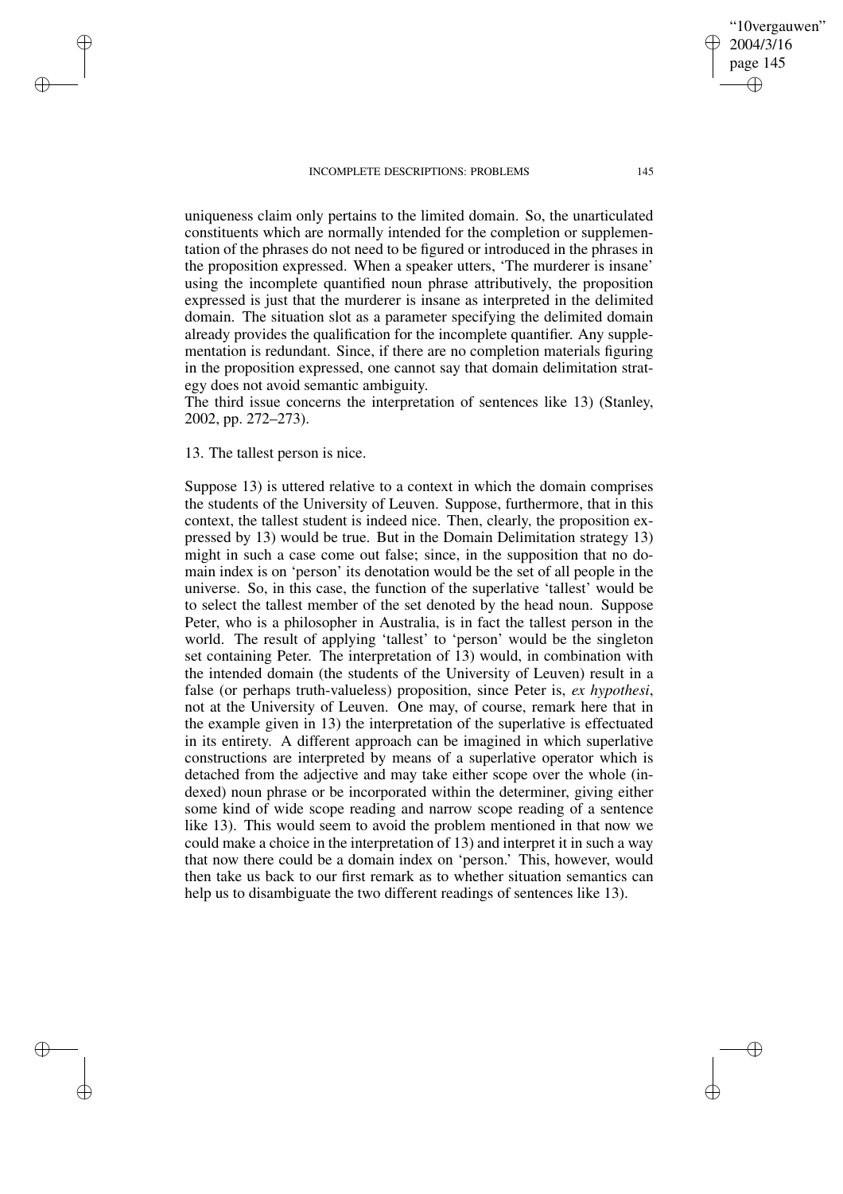uniqueness claim only pertains to the limited domain. So, the unarticulated constituents which are normally intended for the completion or supplementation of the phrases do not need to be figured or introduced in the phrases in the proposition expressed. When a speaker utters, 'The murderer is insane' using the incomplete quantified noun phrase attributively, the proposition expressed is just that the murderer is insane as interpreted in the delimited domain. The situation slot as a parameter specifying the delimited domain already provides the qualification for the incomplete quantifier. Any supplementation is redundant. Since, if there are no completion materials figuring in the proposition expressed, one cannot say that domain delimitation strategy does not avoid semantic ambiguity.

The third issue concerns the interpretation of sentences like 13) (Stanley, 2002, pp. 272–273).

13. The tallest person is nice.

Suppose 13) is uttered relative to a context in which the domain comprises the students of the University of Leuven. Suppose, furthermore, that in this context, the tallest student is indeed nice. Then, clearly, the proposition expressed by 13) would be true. But in the Domain Delimitation strategy 13) might in such a case come out false; since, in the supposition that no domain index is on 'person' its denotation would be the set of all people in the universe. So, in this case, the function of the superlative 'tallest' would be to select the tallest member of the set denoted by the head noun. Suppose Peter, who is a philosopher in Australia, is in fact the tallest person in the world. The result of applying 'tallest' to 'person' would be the singleton set containing Peter. The interpretation of 13) would, in combination with the intended domain (the students of the University of Leuven) result in a false (or perhaps truth-valueless) proposition, since Peter is, *ex hypothesi*, not at the University of Leuven. One may, of course, remark here that in the example given in 13) the interpretation of the superlative is effectuated in its entirety. A different approach can be imagined in which superlative constructions are interpreted by means of a superlative operator which is detached from the adjective and may take either scope over the whole (indexed) noun phrase or be incorporated within the determiner, giving either some kind of wide scope reading and narrow scope reading of a sentence like 13). This would seem to avoid the problem mentioned in that now we could make a choice in the interpretation of 13) and interpret it in such a way that now there could be a domain index on 'person.' This, however, would then take us back to our first remark as to whether situation semantics can help us to disambiguate the two different readings of sentences like 13).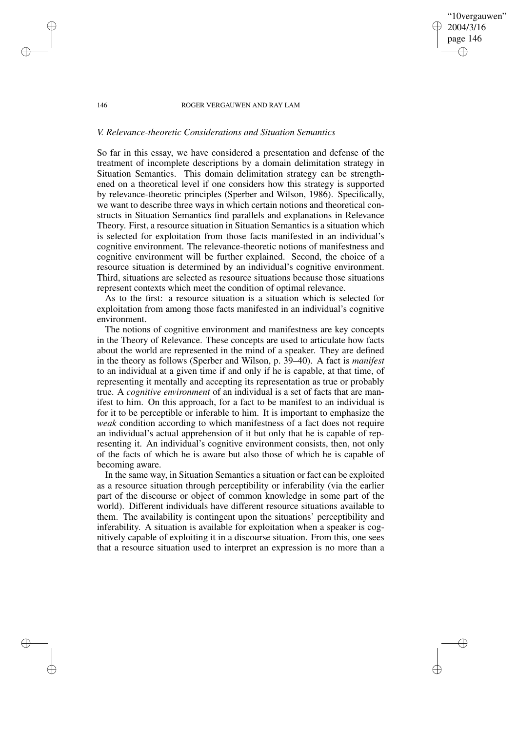### *V. Relevance-theoretic Considerations and Situation Semantics*

So far in this essay, we have considered a presentation and defense of the treatment of incomplete descriptions by a domain delimitation strategy in Situation Semantics. This domain delimitation strategy can be strengthened on a theoretical level if one considers how this strategy is supported by relevance-theoretic principles (Sperber and Wilson, 1986). Specifically, we want to describe three ways in which certain notions and theoretical constructs in Situation Semantics find parallels and explanations in Relevance Theory. First, a resource situation in Situation Semantics is a situation which is selected for exploitation from those facts manifested in an individual's cognitive environment. The relevance-theoretic notions of manifestness and cognitive environment will be further explained. Second, the choice of a resource situation is determined by an individual's cognitive environment. Third, situations are selected as resource situations because those situations represent contexts which meet the condition of optimal relevance.

As to the first: a resource situation is a situation which is selected for exploitation from among those facts manifested in an individual's cognitive environment.

The notions of cognitive environment and manifestness are key concepts in the Theory of Relevance. These concepts are used to articulate how facts about the world are represented in the mind of a speaker. They are defined in the theory as follows (Sperber and Wilson, p. 39–40). A fact is *manifest* to an individual at a given time if and only if he is capable, at that time, of representing it mentally and accepting its representation as true or probably true. A *cognitive environment* of an individual is a set of facts that are manifest to him. On this approach, for a fact to be manifest to an individual is for it to be perceptible or inferable to him. It is important to emphasize the *weak* condition according to which manifestness of a fact does not require an individual's actual apprehension of it but only that he is capable of representing it. An individual's cognitive environment consists, then, not only of the facts of which he is aware but also those of which he is capable of becoming aware.

In the same way, in Situation Semantics a situation or fact can be exploited as a resource situation through perceptibility or inferability (via the earlier part of the discourse or object of common knowledge in some part of the world). Different individuals have different resource situations available to them. The availability is contingent upon the situations' perceptibility and inferability. A situation is available for exploitation when a speaker is cognitively capable of exploiting it in a discourse situation. From this, one sees that a resource situation used to interpret an expression is no more than a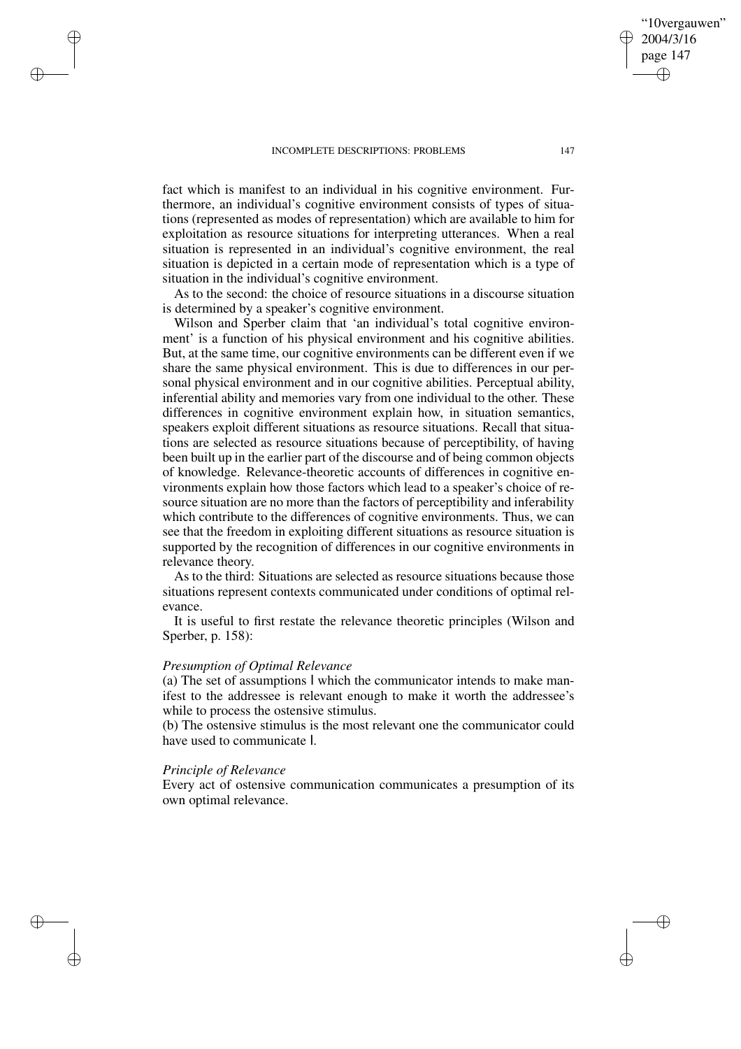fact which is manifest to an individual in his cognitive environment. Furthermore, an individual's cognitive environment consists of types of situations (represented as modes of representation) which are available to him for exploitation as resource situations for interpreting utterances. When a real situation is represented in an individual's cognitive environment, the real situation is depicted in a certain mode of representation which is a type of situation in the individual's cognitive environment.

As to the second: the choice of resource situations in a discourse situation is determined by a speaker's cognitive environment.

Wilson and Sperber claim that 'an individual's total cognitive environment' is a function of his physical environment and his cognitive abilities. But, at the same time, our cognitive environments can be different even if we share the same physical environment. This is due to differences in our personal physical environment and in our cognitive abilities. Perceptual ability, inferential ability and memories vary from one individual to the other. These differences in cognitive environment explain how, in situation semantics, speakers exploit different situations as resource situations. Recall that situations are selected as resource situations because of perceptibility, of having been built up in the earlier part of the discourse and of being common objects of knowledge. Relevance-theoretic accounts of differences in cognitive environments explain how those factors which lead to a speaker's choice of resource situation are no more than the factors of perceptibility and inferability which contribute to the differences of cognitive environments. Thus, we can see that the freedom in exploiting different situations as resource situation is supported by the recognition of differences in our cognitive environments in relevance theory.

As to the third: Situations are selected as resource situations because those situations represent contexts communicated under conditions of optimal relevance.

It is useful to first restate the relevance theoretic principles (Wilson and Sperber, p. 158):

*Presumption of Optimal Relevance*
(a) The set of assumptions I which the communicator intends to make manifest to the addressee is relevant enough to make it worth the addressee's while to process the ostensive stimulus.
(b) The ostensive stimulus is the most relevant one the communicator could have used to communicate I.

*Principle of Relevance*
Every act of ostensive communication communicates a presumption of its own optimal relevance.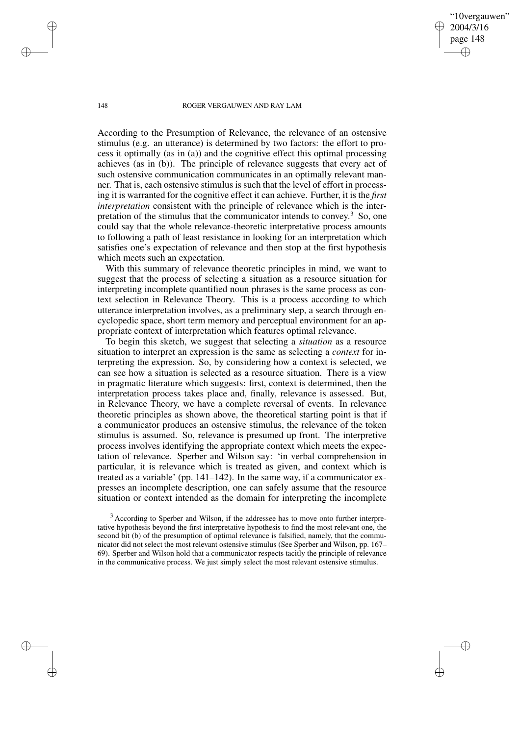According to the Presumption of Relevance, the relevance of an ostensive stimulus (e.g. an utterance) is determined by two factors: the effort to process it optimally (as in (a)) and the cognitive effect this optimal processing achieves (as in (b)). The principle of relevance suggests that every act of such ostensive communication communicates in an optimally relevant manner. That is, each ostensive stimulus is such that the level of effort in processing it is warranted for the cognitive effect it can achieve. Further, it is the *first interpretation* consistent with the principle of relevance which is the interpretation of the stimulus that the communicator intends to convey.[3] So, one could say that the whole relevance-theoretic interpretative process amounts to following a path of least resistance in looking for an interpretation which satisfies one's expectation of relevance and then stop at the first hypothesis which meets such an expectation.

With this summary of relevance theoretic principles in mind, we want to suggest that the process of selecting a situation as a resource situation for interpreting incomplete quantified noun phrases is the same process as context selection in Relevance Theory. This is a process according to which utterance interpretation involves, as a preliminary step, a search through encyclopedic space, short term memory and perceptual environment for an appropriate context of interpretation which features optimal relevance.

To begin this sketch, we suggest that selecting a *situation* as a resource situation to interpret an expression is the same as selecting a *context* for interpreting the expression. So, by considering how a context is selected, we can see how a situation is selected as a resource situation. There is a view in pragmatic literature which suggests: first, context is determined, then the interpretation process takes place and, finally, relevance is assessed. But, in Relevance Theory, we have a complete reversal of events. In relevance theoretic principles as shown above, the theoretical starting point is that if a communicator produces an ostensive stimulus, the relevance of the token stimulus is assumed. So, relevance is presumed up front. The interpretive process involves identifying the appropriate context which meets the expectation of relevance. Sperber and Wilson say: 'in verbal comprehension in particular, it is relevance which is treated as given, and context which is treated as a variable' (pp. 141–142). In the same way, if a communicator expresses an incomplete description, one can safely assume that the resource situation or context intended as the domain for interpreting the incomplete

[3] According to Sperber and Wilson, if the addressee has to move onto further interpretative hypothesis beyond the first interpretative hypothesis to find the most relevant one, the second bit (b) of the presumption of optimal relevance is falsified, namely, that the communicator did not select the most relevant ostensive stimulus (See Sperber and Wilson, pp. 167–69). Sperber and Wilson hold that a communicator respects tacitly the principle of relevance in the communicative process. We just simply select the most relevant ostensive stimulus.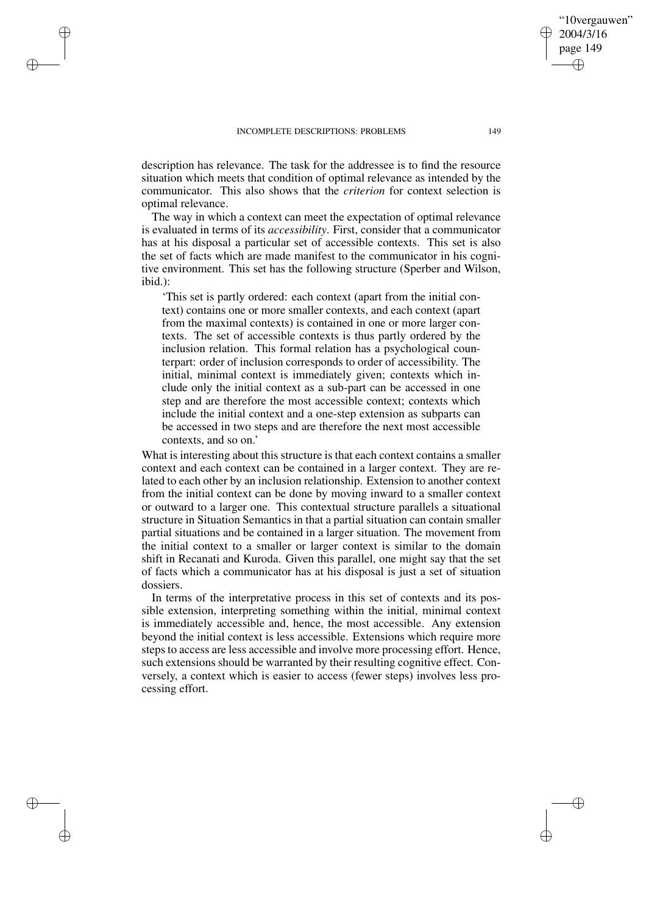description has relevance. The task for the addressee is to find the resource situation which meets that condition of optimal relevance as intended by the communicator. This also shows that the *criterion* for context selection is optimal relevance.

The way in which a context can meet the expectation of optimal relevance is evaluated in terms of its *accessibility*. First, consider that a communicator has at his disposal a particular set of accessible contexts. This set is also the set of facts which are made manifest to the communicator in his cognitive environment. This set has the following structure (Sperber and Wilson, ibid.):

> 'This set is partly ordered: each context (apart from the initial context) contains one or more smaller contexts, and each context (apart from the maximal contexts) is contained in one or more larger contexts. The set of accessible contexts is thus partly ordered by the inclusion relation. This formal relation has a psychological counterpart: order of inclusion corresponds to order of accessibility. The initial, minimal context is immediately given; contexts which include only the initial context as a sub-part can be accessed in one step and are therefore the most accessible context; contexts which include the initial context and a one-step extension as subparts can be accessed in two steps and are therefore the next most accessible contexts, and so on.'

What is interesting about this structure is that each context contains a smaller context and each context can be contained in a larger context. They are related to each other by an inclusion relationship. Extension to another context from the initial context can be done by moving inward to a smaller context or outward to a larger one. This contextual structure parallels a situational structure in Situation Semantics in that a partial situation can contain smaller partial situations and be contained in a larger situation. The movement from the initial context to a smaller or larger context is similar to the domain shift in Recanati and Kuroda. Given this parallel, one might say that the set of facts which a communicator has at his disposal is just a set of situation dossiers.

In terms of the interpretative process in this set of contexts and its possible extension, interpreting something within the initial, minimal context is immediately accessible and, hence, the most accessible. Any extension beyond the initial context is less accessible. Extensions which require more steps to access are less accessible and involve more processing effort. Hence, such extensions should be warranted by their resulting cognitive effect. Conversely, a context which is easier to access (fewer steps) involves less processing effort.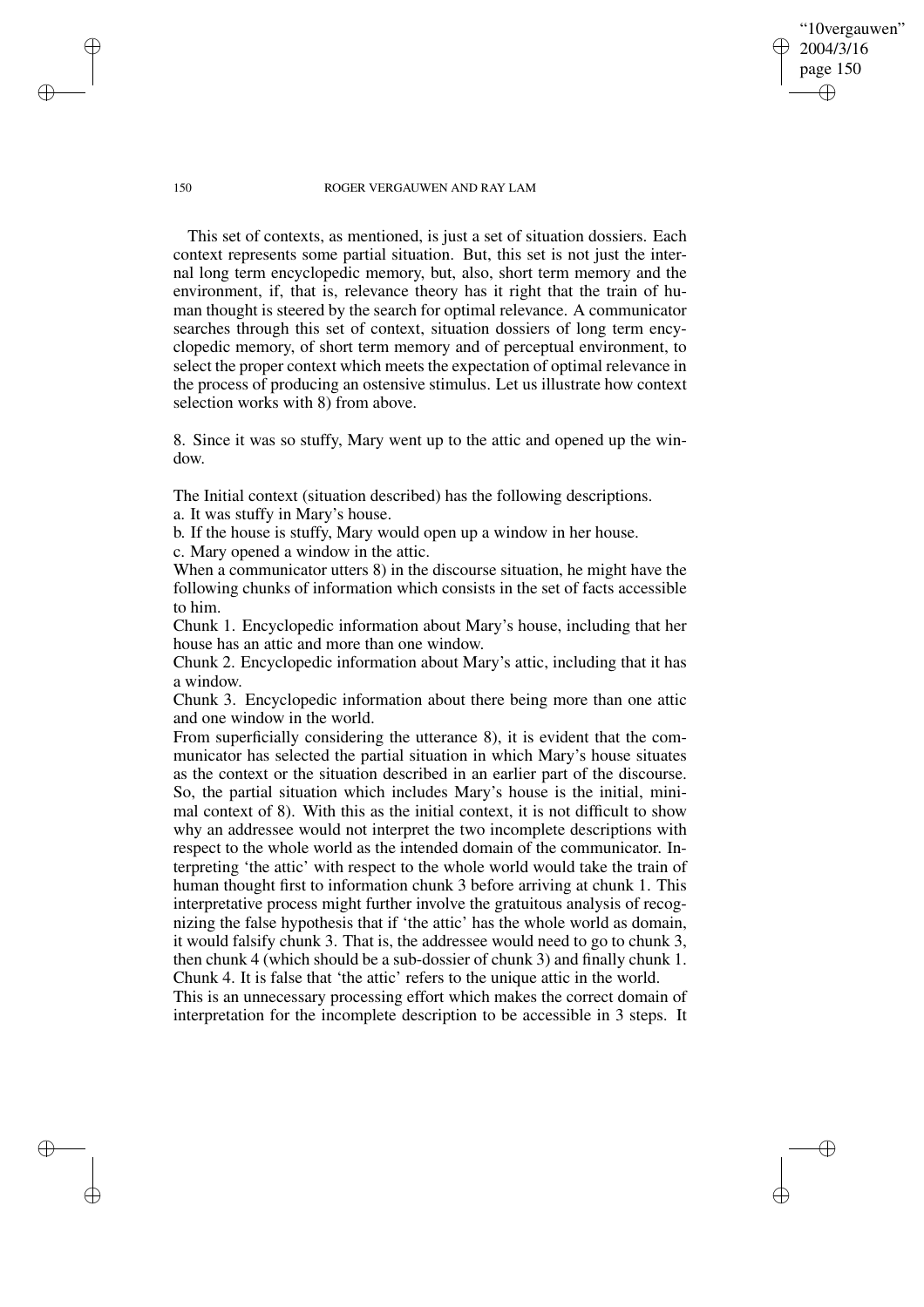This set of contexts, as mentioned, is just a set of situation dossiers. Each context represents some partial situation. But, this set is not just the internal long term encyclopedic memory, but, also, short term memory and the environment, if, that is, relevance theory has it right that the train of human thought is steered by the search for optimal relevance. A communicator searches through this set of context, situation dossiers of long term encyclopedic memory, of short term memory and of perceptual environment, to select the proper context which meets the expectation of optimal relevance in the process of producing an ostensive stimulus. Let us illustrate how context selection works with 8) from above.

8. Since it was so stuffy, Mary went up to the attic and opened up the window.

The Initial context (situation described) has the following descriptions.

a. It was stuffy in Mary's house.

b. If the house is stuffy, Mary would open up a window in her house.

c. Mary opened a window in the attic.

When a communicator utters 8) in the discourse situation, he might have the following chunks of information which consists in the set of facts accessible to him.

Chunk 1. Encyclopedic information about Mary's house, including that her house has an attic and more than one window.

Chunk 2. Encyclopedic information about Mary's attic, including that it has a window.

Chunk 3. Encyclopedic information about there being more than one attic and one window in the world.

From superficially considering the utterance 8), it is evident that the communicator has selected the partial situation in which Mary's house situates as the context or the situation described in an earlier part of the discourse. So, the partial situation which includes Mary's house is the initial, minimal context of 8). With this as the initial context, it is not difficult to show why an addressee would not interpret the two incomplete descriptions with respect to the whole world as the intended domain of the communicator. Interpreting 'the attic' with respect to the whole world would take the train of human thought first to information chunk 3 before arriving at chunk 1. This interpretative process might further involve the gratuitous analysis of recognizing the false hypothesis that if 'the attic' has the whole world as domain, it would falsify chunk 3. That is, the addressee would need to go to chunk 3, then chunk 4 (which should be a sub-dossier of chunk 3) and finally chunk 1.

Chunk 4. It is false that 'the attic' refers to the unique attic in the world.

This is an unnecessary processing effort which makes the correct domain of interpretation for the incomplete description to be accessible in 3 steps. It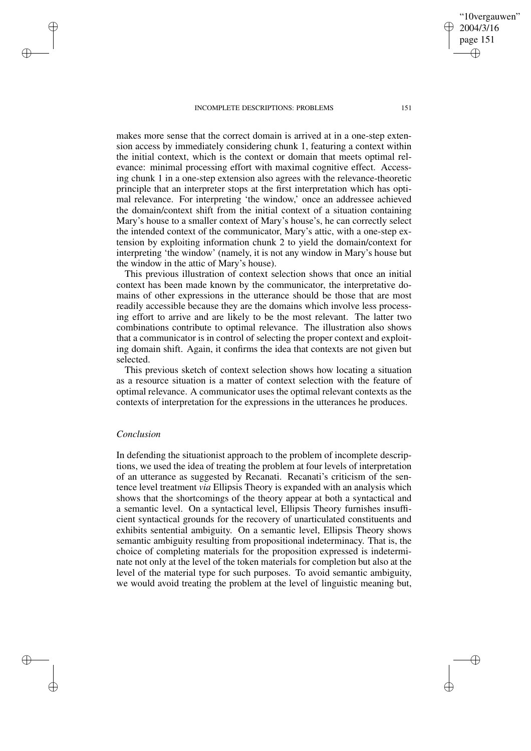makes more sense that the correct domain is arrived at in a one-step extension access by immediately considering chunk 1, featuring a context within the initial context, which is the context or domain that meets optimal relevance: minimal processing effort with maximal cognitive effect. Accessing chunk 1 in a one-step extension also agrees with the relevance-theoretic principle that an interpreter stops at the first interpretation which has optimal relevance. For interpreting 'the window,' once an addressee achieved the domain/context shift from the initial context of a situation containing Mary's house to a smaller context of Mary's house's, he can correctly select the intended context of the communicator, Mary's attic, with a one-step extension by exploiting information chunk 2 to yield the domain/context for interpreting 'the window' (namely, it is not any window in Mary's house but the window in the attic of Mary's house).

This previous illustration of context selection shows that once an initial context has been made known by the communicator, the interpretative domains of other expressions in the utterance should be those that are most readily accessible because they are the domains which involve less processing effort to arrive and are likely to be the most relevant. The latter two combinations contribute to optimal relevance. The illustration also shows that a communicator is in control of selecting the proper context and exploiting domain shift. Again, it confirms the idea that contexts are not given but selected.

This previous sketch of context selection shows how locating a situation as a resource situation is a matter of context selection with the feature of optimal relevance. A communicator uses the optimal relevant contexts as the contexts of interpretation for the expressions in the utterances he produces.

## *Conclusion*

In defending the situationist approach to the problem of incomplete descriptions, we used the idea of treating the problem at four levels of interpretation of an utterance as suggested by Recanati. Recanati's criticism of the sentence level treatment *via* Ellipsis Theory is expanded with an analysis which shows that the shortcomings of the theory appear at both a syntactical and a semantic level. On a syntactical level, Ellipsis Theory furnishes insufficient syntactical grounds for the recovery of unarticulated constituents and exhibits sentential ambiguity. On a semantic level, Ellipsis Theory shows semantic ambiguity resulting from propositional indeterminacy. That is, the choice of completing materials for the proposition expressed is indeterminate not only at the level of the token materials for completion but also at the level of the material type for such purposes. To avoid semantic ambiguity, we would avoid treating the problem at the level of linguistic meaning but,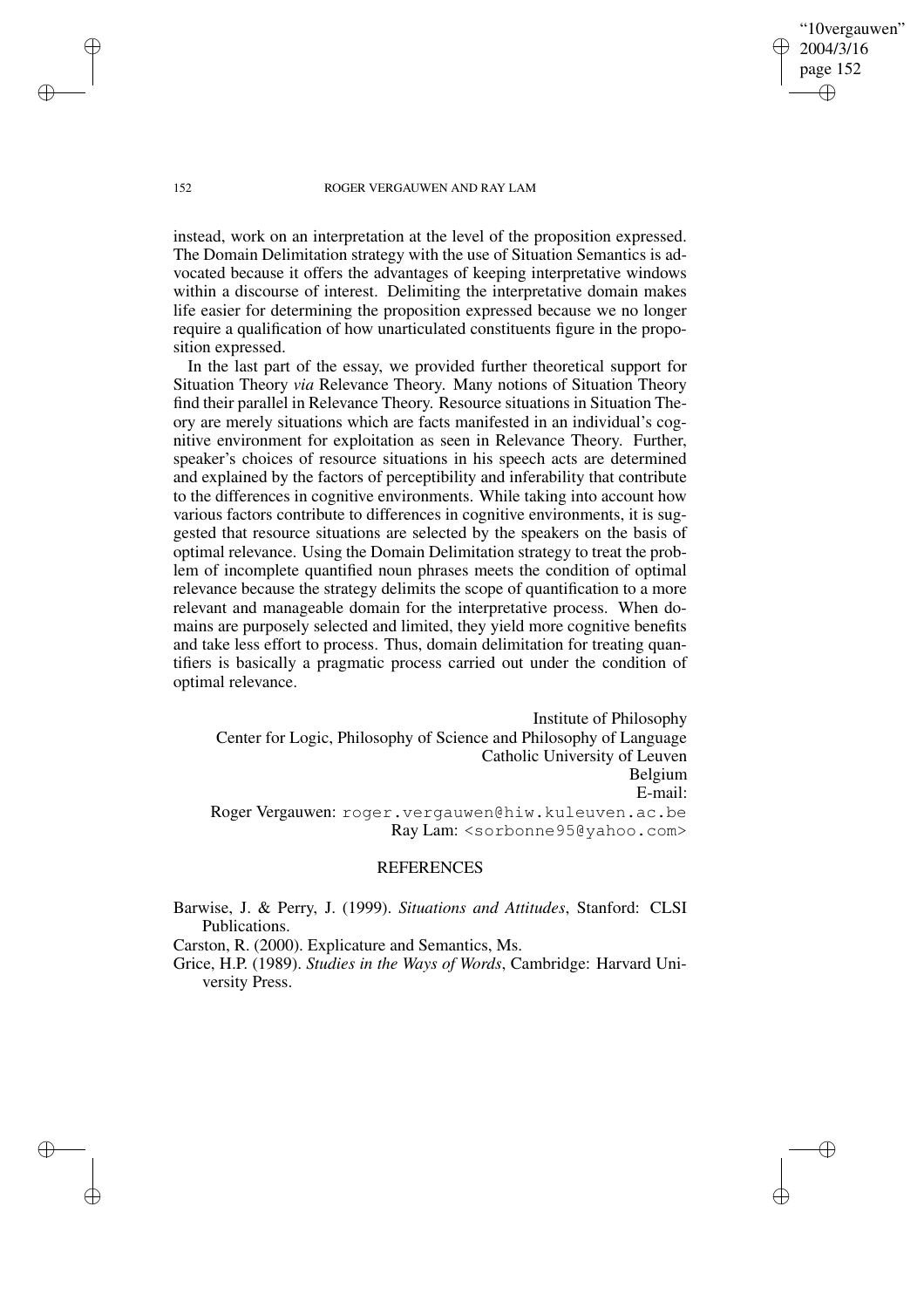instead, work on an interpretation at the level of the proposition expressed. The Domain Delimitation strategy with the use of Situation Semantics is advocated because it offers the advantages of keeping interpretative windows within a discourse of interest. Delimiting the interpretative domain makes life easier for determining the proposition expressed because we no longer require a qualification of how unarticulated constituents figure in the proposition expressed.

In the last part of the essay, we provided further theoretical support for Situation Theory *via* Relevance Theory. Many notions of Situation Theory find their parallel in Relevance Theory. Resource situations in Situation Theory are merely situations which are facts manifested in an individual's cognitive environment for exploitation as seen in Relevance Theory. Further, speaker's choices of resource situations in his speech acts are determined and explained by the factors of perceptibility and inferability that contribute to the differences in cognitive environments. While taking into account how various factors contribute to differences in cognitive environments, it is suggested that resource situations are selected by the speakers on the basis of optimal relevance. Using the Domain Delimitation strategy to treat the problem of incomplete quantified noun phrases meets the condition of optimal relevance because the strategy delimits the scope of quantification to a more relevant and manageable domain for the interpretative process. When domains are purposely selected and limited, they yield more cognitive benefits and take less effort to process. Thus, domain delimitation for treating quantifiers is basically a pragmatic process carried out under the condition of optimal relevance.

Institute of Philosophy
Center for Logic, Philosophy of Science and Philosophy of Language
Catholic University of Leuven
Belgium
E-mail:
Roger Vergauwen: roger.vergauwen@hiw.kuleuven.ac.be
Ray Lam: <sorbonne95@yahoo.com>

## REFERENCES

Barwise, J. & Perry, J. (1999). *Situations and Attitudes*, Stanford: CLSI Publications.

Carston, R. (2000). Explicature and Semantics, Ms.

Grice, H.P. (1989). *Studies in the Ways of Words*, Cambridge: Harvard University Press.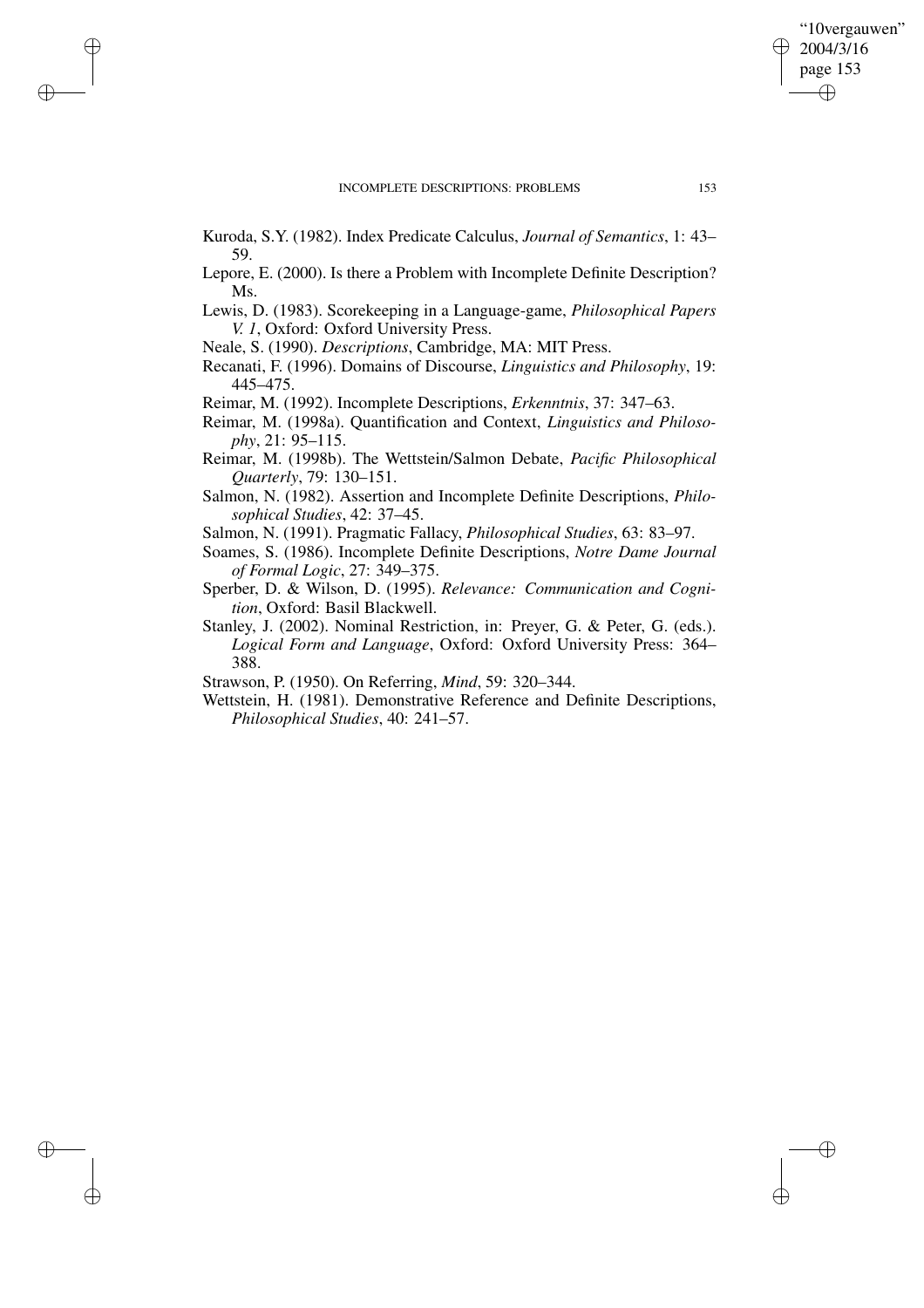Kuroda, S.Y. (1982). Index Predicate Calculus, *Journal of Semantics*, 1: 43–59.

Lepore, E. (2000). Is there a Problem with Incomplete Definite Description? Ms.

Lewis, D. (1983). Scorekeeping in a Language-game, *Philosophical Papers V. 1*, Oxford: Oxford University Press.

Neale, S. (1990). *Descriptions*, Cambridge, MA: MIT Press.

Recanati, F. (1996). Domains of Discourse, *Linguistics and Philosophy*, 19: 445–475.

Reimar, M. (1992). Incomplete Descriptions, *Erkenntnis*, 37: 347–63.

Reimar, M. (1998a). Quantification and Context, *Linguistics and Philosophy*, 21: 95–115.

Reimar, M. (1998b). The Wettstein/Salmon Debate, *Pacific Philosophical Quarterly*, 79: 130–151.

Salmon, N. (1982). Assertion and Incomplete Definite Descriptions, *Philosophical Studies*, 42: 37–45.

Salmon, N. (1991). Pragmatic Fallacy, *Philosophical Studies*, 63: 83–97.

Soames, S. (1986). Incomplete Definite Descriptions, *Notre Dame Journal of Formal Logic*, 27: 349–375.

Sperber, D. & Wilson, D. (1995). *Relevance: Communication and Cognition*, Oxford: Basil Blackwell.

Stanley, J. (2002). Nominal Restriction, in: Preyer, G. & Peter, G. (eds.). *Logical Form and Language*, Oxford: Oxford University Press: 364–388.

Strawson, P. (1950). On Referring, *Mind*, 59: 320–344.

Wettstein, H. (1981). Demonstrative Reference and Definite Descriptions, *Philosophical Studies*, 40: 241–57.